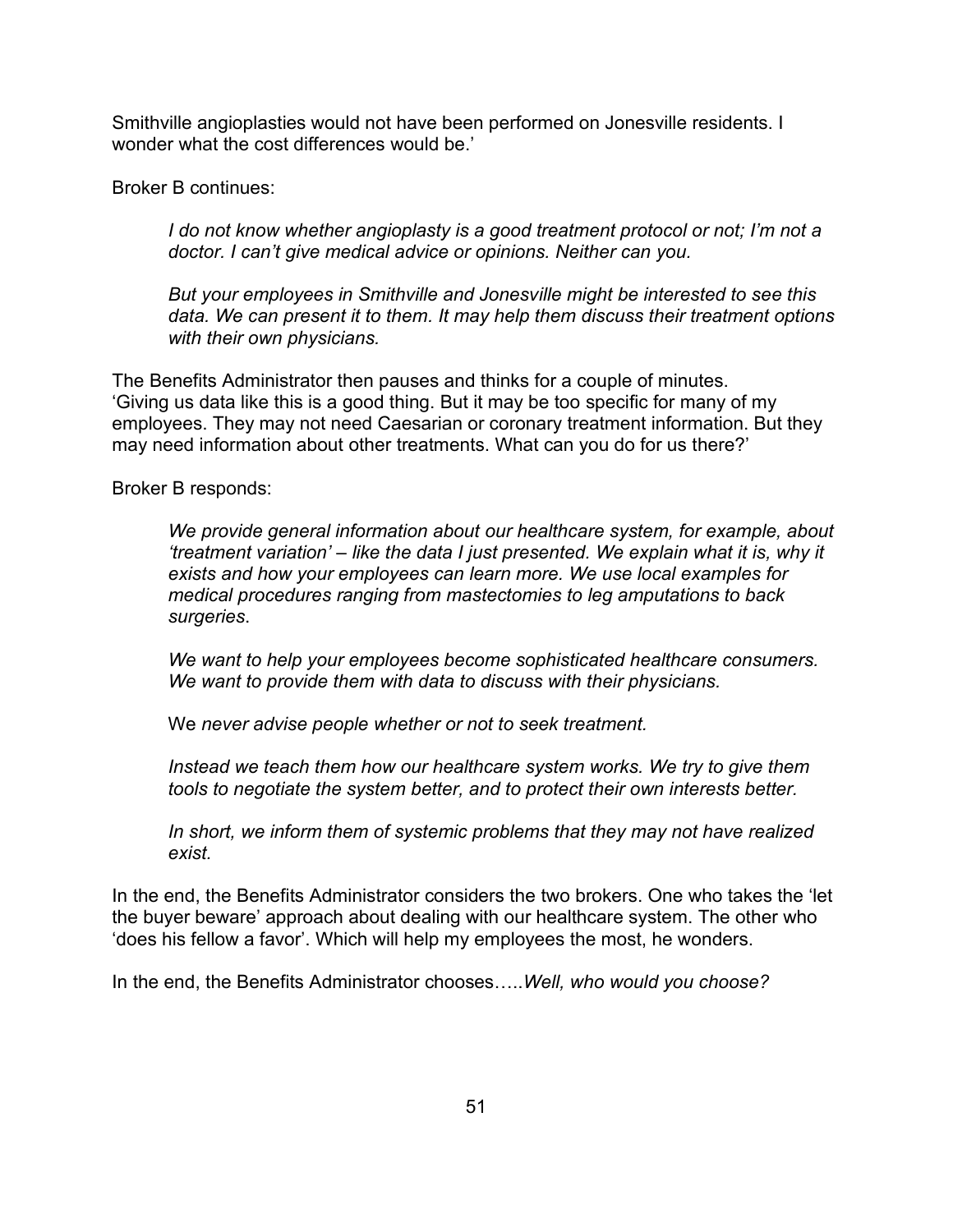Smithville angioplasties would not have been performed on Jonesville residents. I wonder what the cost differences would be.'

Broker B continues:

> *I do not know whether angioplasty is a good treatment protocol or not; I'm not a doctor. I can't give medical advice or opinions. Neither can you.*
>
> *But your employees in Smithville and Jonesville might be interested to see this data. We can present it to them. It may help them discuss their treatment options with their own physicians.*

The Benefits Administrator then pauses and thinks for a couple of minutes. 'Giving us data like this is a good thing. But it may be too specific for many of my employees. They may not need Caesarian or coronary treatment information. But they may need information about other treatments. What can you do for us there?'

Broker B responds:

> *We provide general information about our healthcare system, for example, about 'treatment variation' – like the data I just presented. We explain what it is, why it exists and how your employees can learn more. We use local examples for medical procedures ranging from mastectomies to leg amputations to back surgeries*.
>
> *We want to help your employees become sophisticated healthcare consumers. We want to provide them with data to discuss with their physicians.*
>
> We *never advise people whether or not to seek treatment.*
>
> *Instead we teach them how our healthcare system works. We try to give them tools to negotiate the system better, and to protect their own interests better.*
>
> *In short, we inform them of systemic problems that they may not have realized exist.*

In the end, the Benefits Administrator considers the two brokers. One who takes the 'let the buyer beware' approach about dealing with our healthcare system. The other who 'does his fellow a favor'. Which will help my employees the most, he wonders.

In the end, the Benefits Administrator chooses…..*Well, who would you choose?*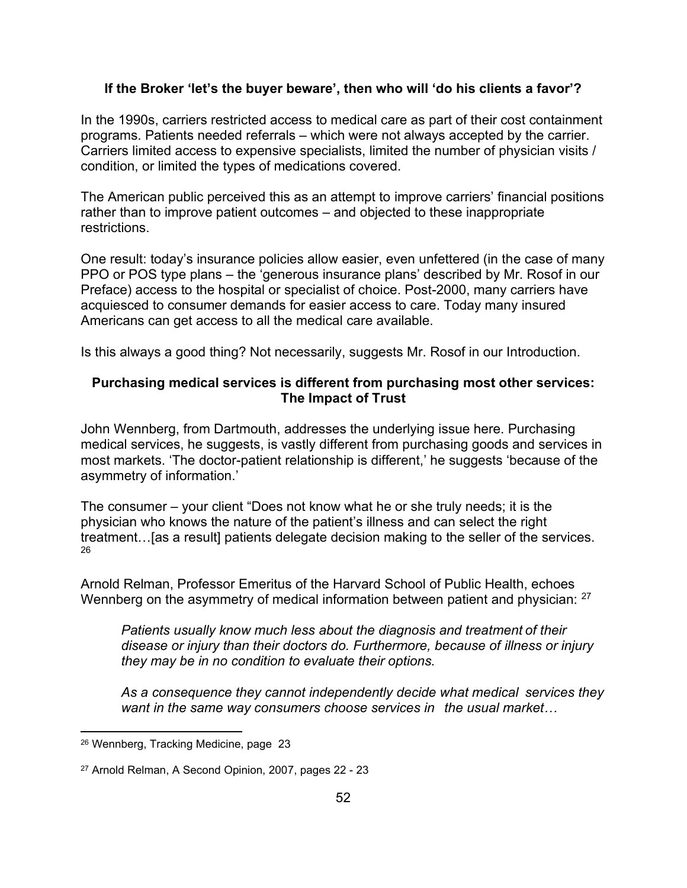**If the Broker 'let's the buyer beware', then who will 'do his clients a favor'?**

In the 1990s, carriers restricted access to medical care as part of their cost containment programs. Patients needed referrals – which were not always accepted by the carrier. Carriers limited access to expensive specialists, limited the number of physician visits / condition, or limited the types of medications covered.

The American public perceived this as an attempt to improve carriers' financial positions rather than to improve patient outcomes – and objected to these inappropriate restrictions.

One result: today's insurance policies allow easier, even unfettered (in the case of many PPO or POS type plans – the 'generous insurance plans' described by Mr. Rosof in our Preface) access to the hospital or specialist of choice. Post-2000, many carriers have acquiesced to consumer demands for easier access to care. Today many insured Americans can get access to all the medical care available.

Is this always a good thing? Not necessarily, suggests Mr. Rosof in our Introduction.

**Purchasing medical services is different from purchasing most other services: The Impact of Trust**

John Wennberg, from Dartmouth, addresses the underlying issue here. Purchasing medical services, he suggests, is vastly different from purchasing goods and services in most markets. 'The doctor-patient relationship is different,' he suggests 'because of the asymmetry of information.'

The consumer – your client "Does not know what he or she truly needs; it is the physician who knows the nature of the patient's illness and can select the right treatment…[as a result] patients delegate decision making to the seller of the services. [26]

Arnold Relman, Professor Emeritus of the Harvard School of Public Health, echoes Wennberg on the asymmetry of medical information between patient and physician: [27]

> *Patients usually know much less about the diagnosis and treatment of their disease or injury than their doctors do. Furthermore, because of illness or injury they may be in no condition to evaluate their options.*
>
> *As a consequence they cannot independently decide what medical services they want in the same way consumers choose services in the usual market…*

---

[26] Wennberg, Tracking Medicine, page 23

[27] Arnold Relman, A Second Opinion, 2007, pages 22 - 23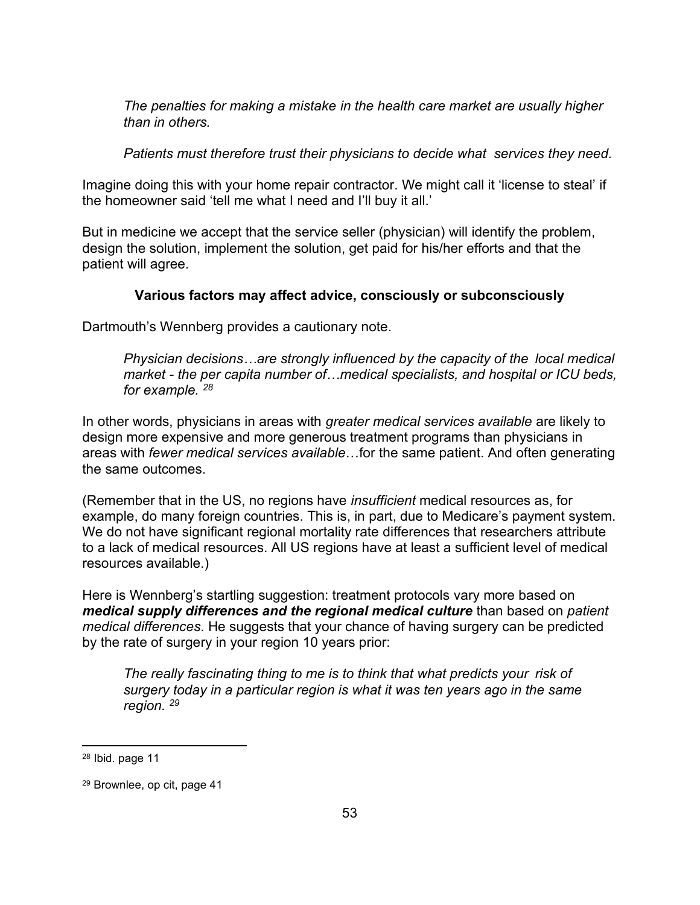*The penalties for making a mistake in the health care market are usually higher than in others.*

*Patients must therefore trust their physicians to decide what services they need.*

Imagine doing this with your home repair contractor. We might call it 'license to steal' if the homeowner said 'tell me what I need and I'll buy it all.'

But in medicine we accept that the service seller (physician) will identify the problem, design the solution, implement the solution, get paid for his/her efforts and that the patient will agree.

**Various factors may affect advice, consciously or subconsciously**

Dartmouth's Wennberg provides a cautionary note.

*Physician decisions…are strongly influenced by the capacity of the local medical market - the per capita number of…medical specialists, and hospital or ICU beds, for example.* [28]

In other words, physicians in areas with *greater medical services available* are likely to design more expensive and more generous treatment programs than physicians in areas with *fewer medical services available*…for the same patient. And often generating the same outcomes.

(Remember that in the US, no regions have *insufficient* medical resources as, for example, do many foreign countries. This is, in part, due to Medicare's payment system. We do not have significant regional mortality rate differences that researchers attribute to a lack of medical resources. All US regions have at least a sufficient level of medical resources available.)

Here is Wennberg's startling suggestion: treatment protocols vary more based on ***medical supply differences and the regional medical culture*** than based on *patient medical differences*. He suggests that your chance of having surgery can be predicted by the rate of surgery in your region 10 years prior:

*The really fascinating thing to me is to think that what predicts your risk of surgery today in a particular region is what it was ten years ago in the same region.* [29]

---

[28] Ibid. page 11

[29] Brownlee, op cit, page 41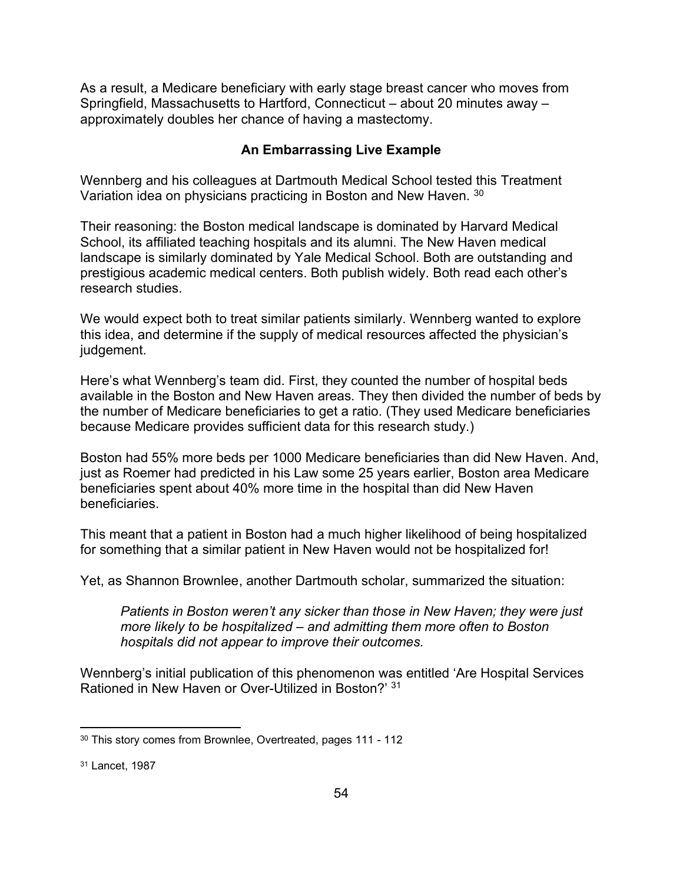As a result, a Medicare beneficiary with early stage breast cancer who moves from Springfield, Massachusetts to Hartford, Connecticut – about 20 minutes away – approximately doubles her chance of having a mastectomy.

### An Embarrassing Live Example

Wennberg and his colleagues at Dartmouth Medical School tested this Treatment Variation idea on physicians practicing in Boston and New Haven. [30]

Their reasoning: the Boston medical landscape is dominated by Harvard Medical School, its affiliated teaching hospitals and its alumni. The New Haven medical landscape is similarly dominated by Yale Medical School. Both are outstanding and prestigious academic medical centers. Both publish widely. Both read each other's research studies.

We would expect both to treat similar patients similarly. Wennberg wanted to explore this idea, and determine if the supply of medical resources affected the physician's judgement.

Here's what Wennberg's team did. First, they counted the number of hospital beds available in the Boston and New Haven areas. They then divided the number of beds by the number of Medicare beneficiaries to get a ratio. (They used Medicare beneficiaries because Medicare provides sufficient data for this research study.)

Boston had 55% more beds per 1000 Medicare beneficiaries than did New Haven. And, just as Roemer had predicted in his Law some 25 years earlier, Boston area Medicare beneficiaries spent about 40% more time in the hospital than did New Haven beneficiaries.

This meant that a patient in Boston had a much higher likelihood of being hospitalized for something that a similar patient in New Haven would not be hospitalized for!

Yet, as Shannon Brownlee, another Dartmouth scholar, summarized the situation:

> *Patients in Boston weren't any sicker than those in New Haven; they were just more likely to be hospitalized – and admitting them more often to Boston hospitals did not appear to improve their outcomes.*

Wennberg's initial publication of this phenomenon was entitled 'Are Hospital Services Rationed in New Haven or Over-Utilized in Boston?' [31]

---

[30] This story comes from Brownlee, Overtreated, pages 111 - 112

[31] Lancet, 1987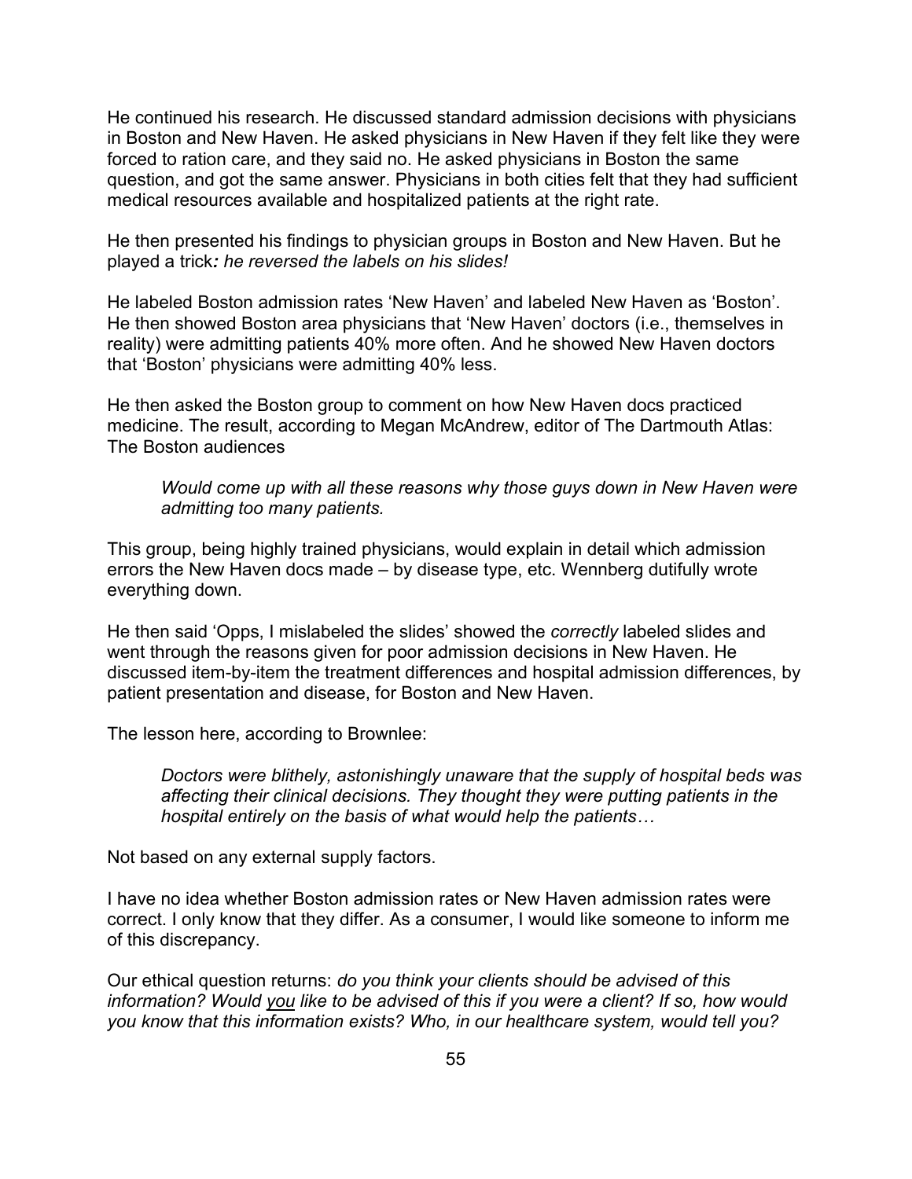He continued his research. He discussed standard admission decisions with physicians in Boston and New Haven. He asked physicians in New Haven if they felt like they were forced to ration care, and they said no. He asked physicians in Boston the same question, and got the same answer. Physicians in both cities felt that they had sufficient medical resources available and hospitalized patients at the right rate.

He then presented his findings to physician groups in Boston and New Haven. But he played a trick***:*** *he reversed the labels on his slides!*

He labeled Boston admission rates 'New Haven' and labeled New Haven as 'Boston'. He then showed Boston area physicians that 'New Haven' doctors (i.e., themselves in reality) were admitting patients 40% more often. And he showed New Haven doctors that 'Boston' physicians were admitting 40% less.

He then asked the Boston group to comment on how New Haven docs practiced medicine. The result, according to Megan McAndrew, editor of The Dartmouth Atlas: The Boston audiences

> *Would come up with all these reasons why those guys down in New Haven were admitting too many patients.*

This group, being highly trained physicians, would explain in detail which admission errors the New Haven docs made – by disease type, etc. Wennberg dutifully wrote everything down.

He then said 'Opps, I mislabeled the slides' showed the *correctly* labeled slides and went through the reasons given for poor admission decisions in New Haven. He discussed item-by-item the treatment differences and hospital admission differences, by patient presentation and disease, for Boston and New Haven.

The lesson here, according to Brownlee:

> *Doctors were blithely, astonishingly unaware that the supply of hospital beds was affecting their clinical decisions. They thought they were putting patients in the hospital entirely on the basis of what would help the patients…*

Not based on any external supply factors.

I have no idea whether Boston admission rates or New Haven admission rates were correct. I only know that they differ. As a consumer, I would like someone to inform me of this discrepancy.

Our ethical question returns: *do you think your clients should be advised of this information? Would <u>you</u> like to be advised of this if you were a client? If so, how would you know that this information exists? Who, in our healthcare system, would tell you?*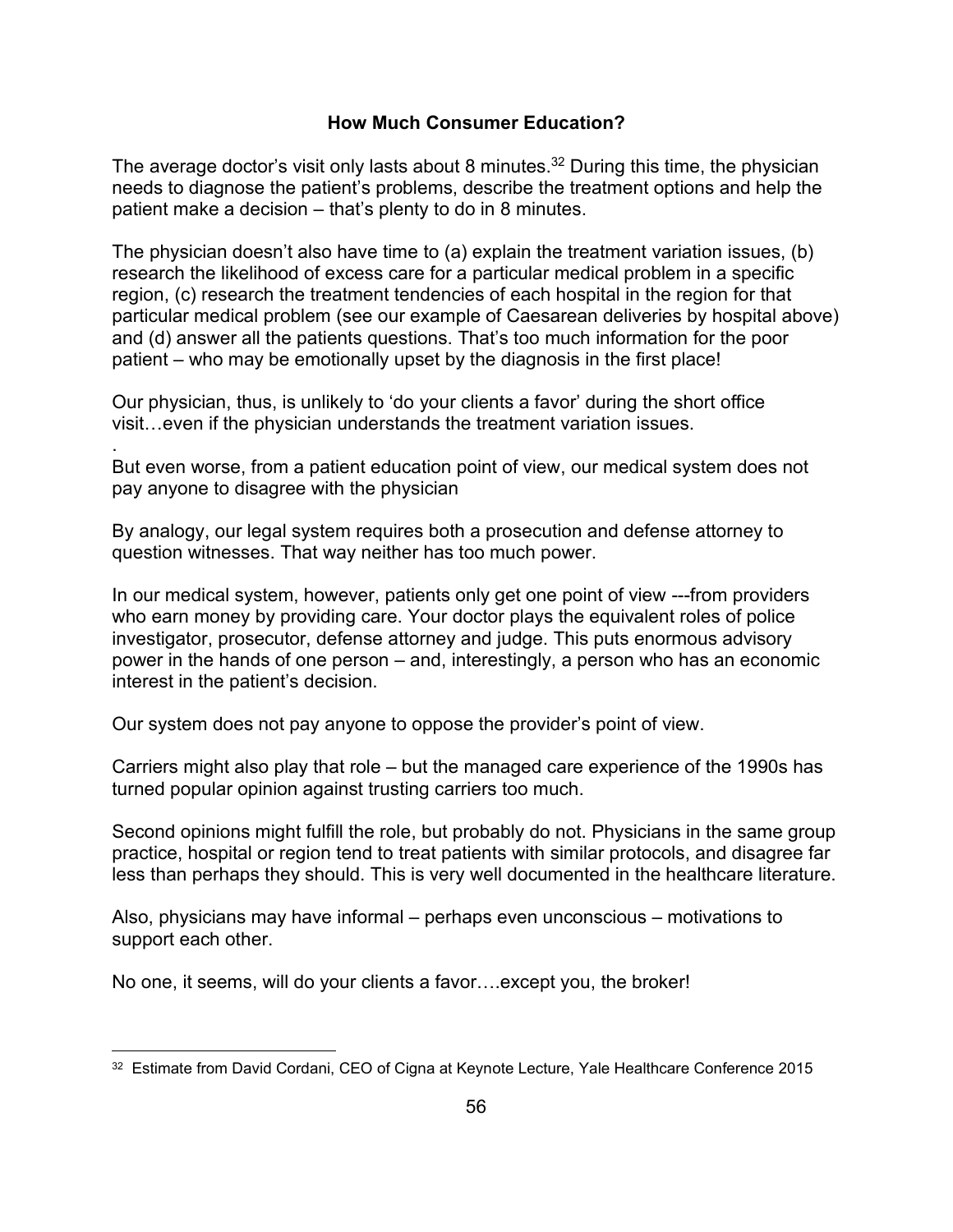## How Much Consumer Education?

The average doctor's visit only lasts about 8 minutes.[32] During this time, the physician needs to diagnose the patient's problems, describe the treatment options and help the patient make a decision – that's plenty to do in 8 minutes.

The physician doesn't also have time to (a) explain the treatment variation issues, (b) research the likelihood of excess care for a particular medical problem in a specific region, (c) research the treatment tendencies of each hospital in the region for that particular medical problem (see our example of Caesarean deliveries by hospital above) and (d) answer all the patients questions. That's too much information for the poor patient – who may be emotionally upset by the diagnosis in the first place!

Our physician, thus, is unlikely to 'do your clients a favor' during the short office visit…even if the physician understands the treatment variation issues.

.
But even worse, from a patient education point of view, our medical system does not pay anyone to disagree with the physician

By analogy, our legal system requires both a prosecution and defense attorney to question witnesses. That way neither has too much power.

In our medical system, however, patients only get one point of view ---from providers who earn money by providing care. Your doctor plays the equivalent roles of police investigator, prosecutor, defense attorney and judge. This puts enormous advisory power in the hands of one person – and, interestingly, a person who has an economic interest in the patient's decision.

Our system does not pay anyone to oppose the provider's point of view.

Carriers might also play that role – but the managed care experience of the 1990s has turned popular opinion against trusting carriers too much.

Second opinions might fulfill the role, but probably do not. Physicians in the same group practice, hospital or region tend to treat patients with similar protocols, and disagree far less than perhaps they should. This is very well documented in the healthcare literature.

Also, physicians may have informal – perhaps even unconscious – motivations to support each other.

No one, it seems, will do your clients a favor….except you, the broker!

---

[32] Estimate from David Cordani, CEO of Cigna at Keynote Lecture, Yale Healthcare Conference 2015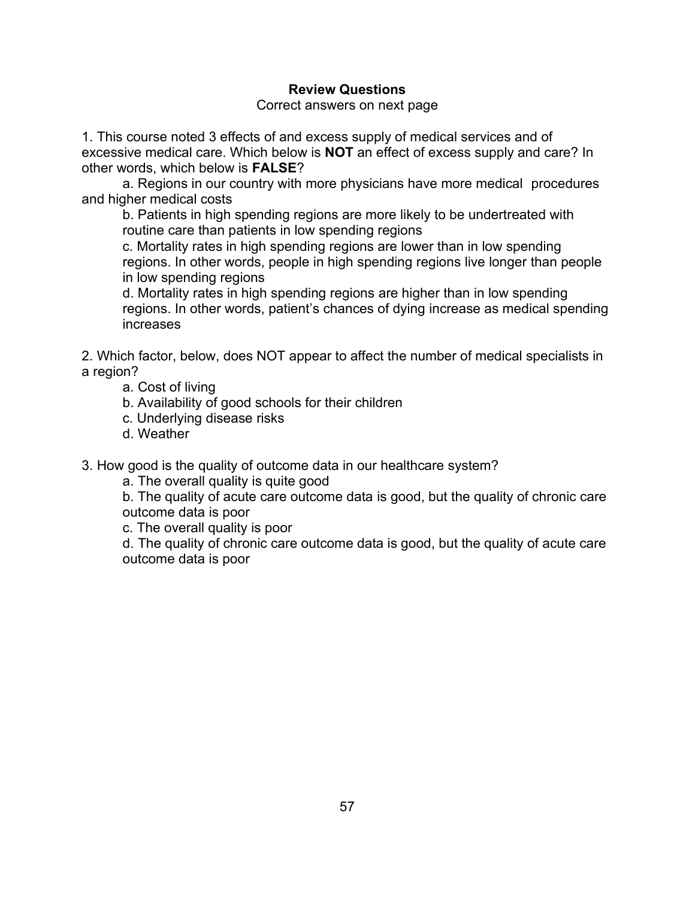**Review Questions**

Correct answers on next page

1. This course noted 3 effects of and excess supply of medical services and of excessive medical care. Which below is **NOT** an effect of excess supply and care? In other words, which below is **FALSE**?

   a. Regions in our country with more physicians have more medical procedures and higher medical costs

   b. Patients in high spending regions are more likely to be undertreated with routine care than patients in low spending regions

   c. Mortality rates in high spending regions are lower than in low spending regions. In other words, people in high spending regions live longer than people in low spending regions

   d. Mortality rates in high spending regions are higher than in low spending regions. In other words, patient's chances of dying increase as medical spending increases

2. Which factor, below, does NOT appear to affect the number of medical specialists in a region?

   a. Cost of living

   b. Availability of good schools for their children

   c. Underlying disease risks

   d. Weather

3. How good is the quality of outcome data in our healthcare system?

   a. The overall quality is quite good

   b. The quality of acute care outcome data is good, but the quality of chronic care outcome data is poor

   c. The overall quality is poor

   d. The quality of chronic care outcome data is good, but the quality of acute care outcome data is poor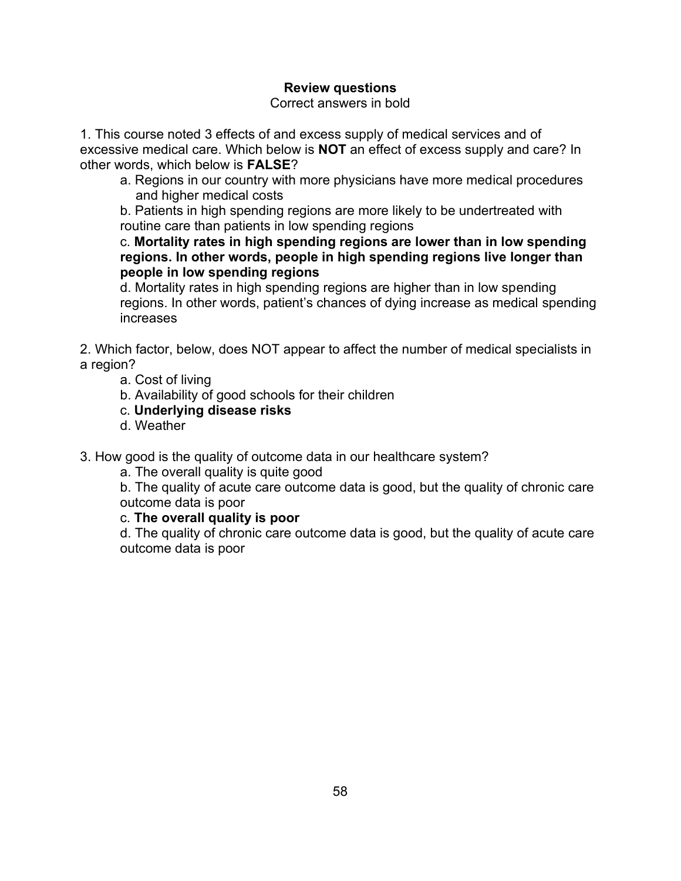**Review questions**

Correct answers in bold

1. This course noted 3 effects of and excess supply of medical services and of excessive medical care. Which below is **NOT** an effect of excess supply and care? In other words, which below is **FALSE**?

   a. Regions in our country with more physicians have more medical procedures and higher medical costs

   b. Patients in high spending regions are more likely to be undertreated with routine care than patients in low spending regions

   c. **Mortality rates in high spending regions are lower than in low spending regions. In other words, people in high spending regions live longer than people in low spending regions**

   d. Mortality rates in high spending regions are higher than in low spending regions. In other words, patient's chances of dying increase as medical spending increases

2. Which factor, below, does NOT appear to affect the number of medical specialists in a region?

   a. Cost of living

   b. Availability of good schools for their children

   c. **Underlying disease risks**

   d. Weather

3. How good is the quality of outcome data in our healthcare system?

   a. The overall quality is quite good

   b. The quality of acute care outcome data is good, but the quality of chronic care outcome data is poor

   c. **The overall quality is poor**

   d. The quality of chronic care outcome data is good, but the quality of acute care outcome data is poor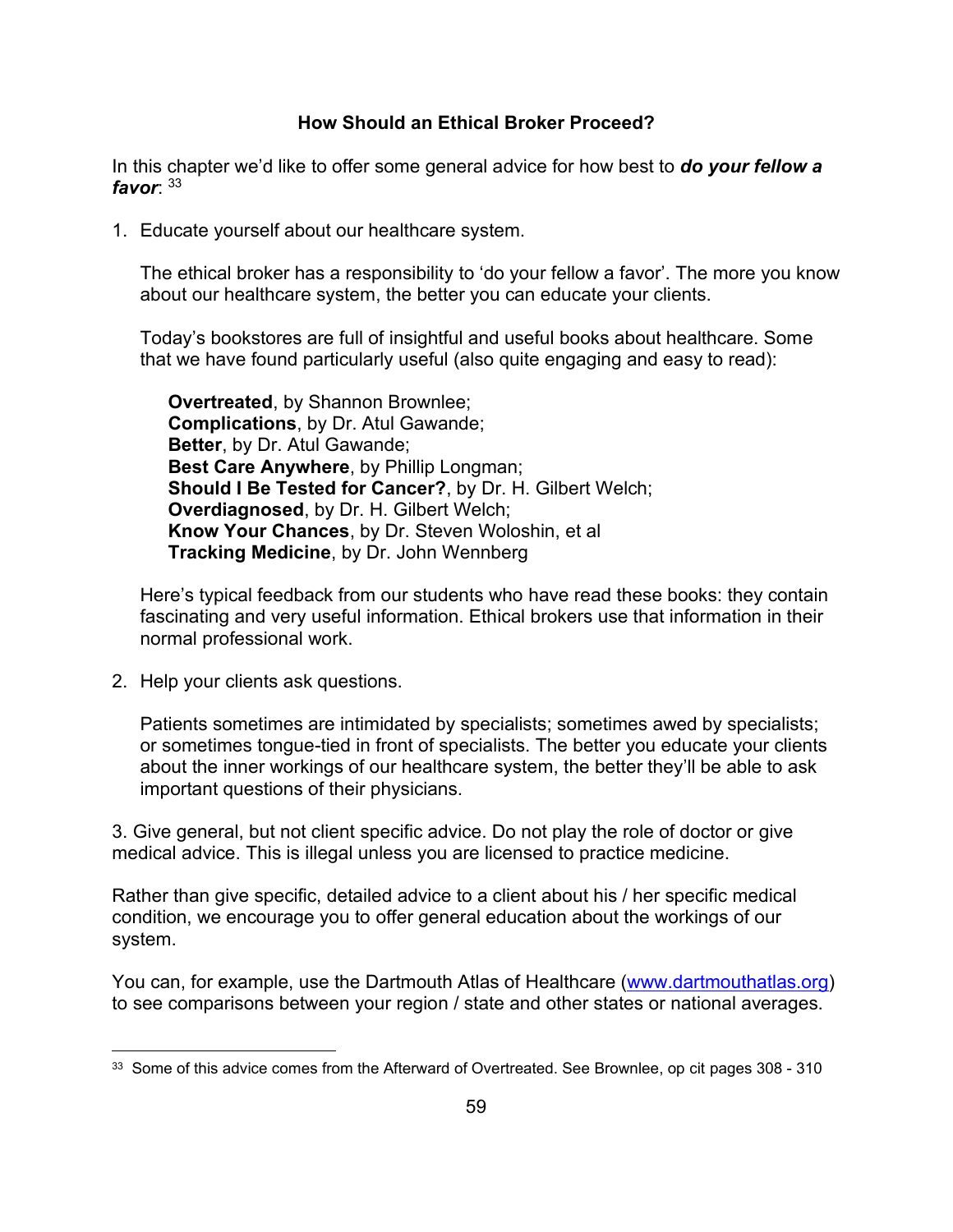## How Should an Ethical Broker Proceed?

In this chapter we'd like to offer some general advice for how best to ***do your fellow a favor***: [33]

1. Educate yourself about our healthcare system.

   The ethical broker has a responsibility to 'do your fellow a favor'. The more you know about our healthcare system, the better you can educate your clients.

   Today's bookstores are full of insightful and useful books about healthcare. Some that we have found particularly useful (also quite engaging and easy to read):

   > **Overtreated**, by Shannon Brownlee;
   > **Complications**, by Dr. Atul Gawande;
   > **Better**, by Dr. Atul Gawande;
   > **Best Care Anywhere**, by Phillip Longman;
   > **Should I Be Tested for Cancer?**, by Dr. H. Gilbert Welch;
   > **Overdiagnosed**, by Dr. H. Gilbert Welch;
   > **Know Your Chances**, by Dr. Steven Woloshin, et al
   > **Tracking Medicine**, by Dr. John Wennberg

   Here's typical feedback from our students who have read these books: they contain fascinating and very useful information. Ethical brokers use that information in their normal professional work.

2. Help your clients ask questions.

   Patients sometimes are intimidated by specialists; sometimes awed by specialists; or sometimes tongue-tied in front of specialists. The better you educate your clients about the inner workings of our healthcare system, the better they'll be able to ask important questions of their physicians.

3. Give general, but not client specific advice. Do not play the role of doctor or give medical advice. This is illegal unless you are licensed to practice medicine.

Rather than give specific, detailed advice to a client about his / her specific medical condition, we encourage you to offer general education about the workings of our system.

You can, for example, use the Dartmouth Atlas of Healthcare ([www.dartmouthatlas.org](http://www.dartmouthatlas.org)) to see comparisons between your region / state and other states or national averages.

---

[33] Some of this advice comes from the Afterward of Overtreated. See Brownlee, op cit pages 308 - 310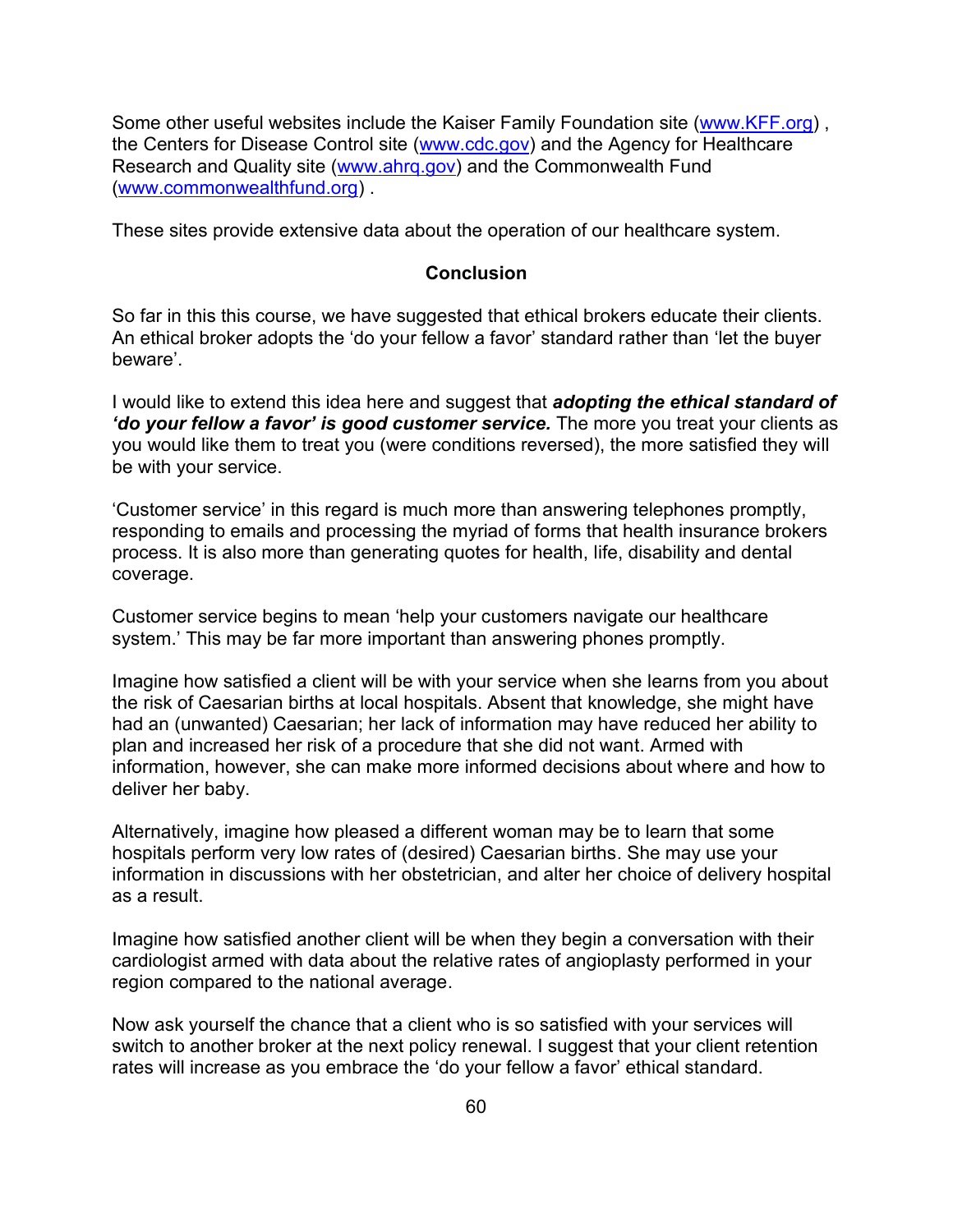Some other useful websites include the Kaiser Family Foundation site (www.KFF.org) , the Centers for Disease Control site (www.cdc.gov) and the Agency for Healthcare Research and Quality site (www.ahrq.gov) and the Commonwealth Fund (www.commonwealthfund.org) .

These sites provide extensive data about the operation of our healthcare system.

## Conclusion

So far in this this course, we have suggested that ethical brokers educate their clients. An ethical broker adopts the 'do your fellow a favor' standard rather than 'let the buyer beware'.

I would like to extend this idea here and suggest that ***adopting the ethical standard of 'do your fellow a favor' is good customer service.*** The more you treat your clients as you would like them to treat you (were conditions reversed), the more satisfied they will be with your service.

'Customer service' in this regard is much more than answering telephones promptly, responding to emails and processing the myriad of forms that health insurance brokers process. It is also more than generating quotes for health, life, disability and dental coverage.

Customer service begins to mean 'help your customers navigate our healthcare system.' This may be far more important than answering phones promptly.

Imagine how satisfied a client will be with your service when she learns from you about the risk of Caesarian births at local hospitals. Absent that knowledge, she might have had an (unwanted) Caesarian; her lack of information may have reduced her ability to plan and increased her risk of a procedure that she did not want. Armed with information, however, she can make more informed decisions about where and how to deliver her baby.

Alternatively, imagine how pleased a different woman may be to learn that some hospitals perform very low rates of (desired) Caesarian births. She may use your information in discussions with her obstetrician, and alter her choice of delivery hospital as a result.

Imagine how satisfied another client will be when they begin a conversation with their cardiologist armed with data about the relative rates of angioplasty performed in your region compared to the national average.

Now ask yourself the chance that a client who is so satisfied with your services will switch to another broker at the next policy renewal. I suggest that your client retention rates will increase as you embrace the 'do your fellow a favor' ethical standard.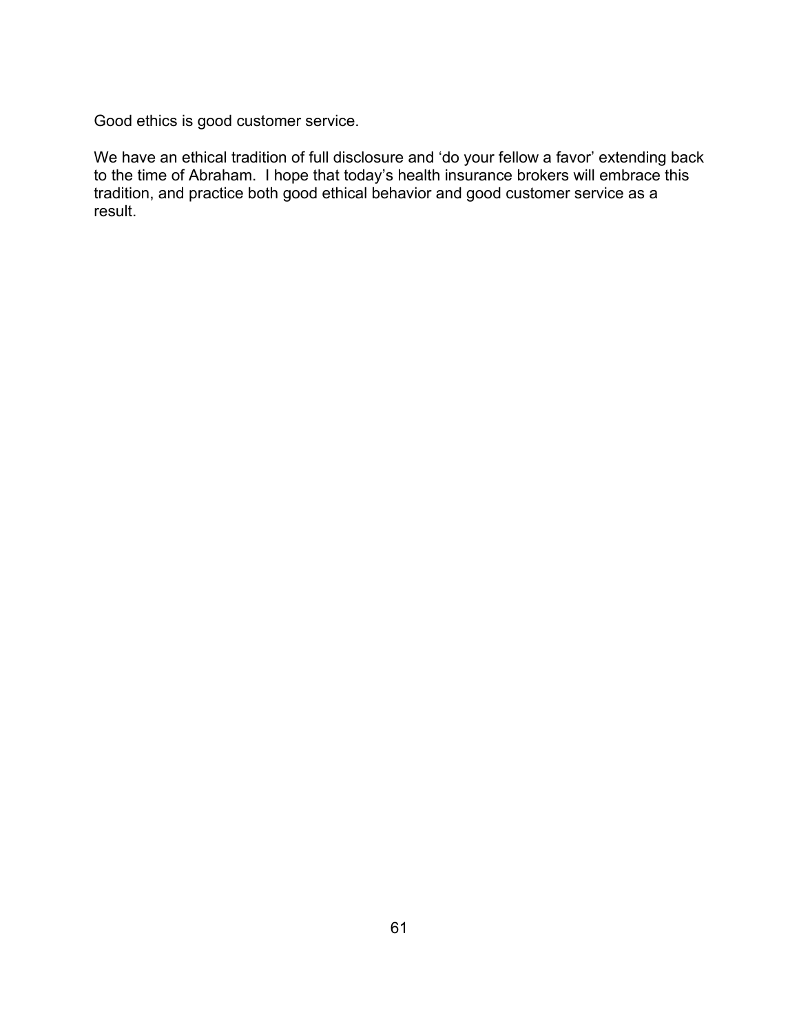Good ethics is good customer service.

We have an ethical tradition of full disclosure and 'do your fellow a favor' extending back to the time of Abraham. I hope that today's health insurance brokers will embrace this tradition, and practice both good ethical behavior and good customer service as a result.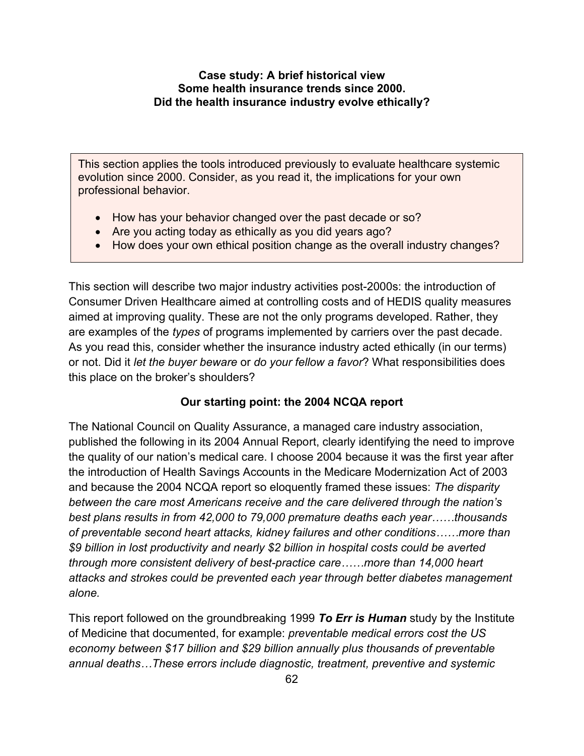**Case study: A brief historical view**
**Some health insurance trends since 2000.**
**Did the health insurance industry evolve ethically?**

> This section applies the tools introduced previously to evaluate healthcare systemic evolution since 2000. Consider, as you read it, the implications for your own professional behavior.
>
> - How has your behavior changed over the past decade or so?
> - Are you acting today as ethically as you did years ago?
> - How does your own ethical position change as the overall industry changes?

This section will describe two major industry activities post-2000s: the introduction of Consumer Driven Healthcare aimed at controlling costs and of HEDIS quality measures aimed at improving quality. These are not the only programs developed. Rather, they are examples of the *types* of programs implemented by carriers over the past decade. As you read this, consider whether the insurance industry acted ethically (in our terms) or not. Did it *let the buyer beware* or *do your fellow a favor*? What responsibilities does this place on the broker's shoulders?

**Our starting point: the 2004 NCQA report**

The National Council on Quality Assurance, a managed care industry association, published the following in its 2004 Annual Report, clearly identifying the need to improve the quality of our nation's medical care. I choose 2004 because it was the first year after the introduction of Health Savings Accounts in the Medicare Modernization Act of 2003 and because the 2004 NCQA report so eloquently framed these issues: *The disparity between the care most Americans receive and the care delivered through the nation's best plans results in from 42,000 to 79,000 premature deaths each year……thousands of preventable second heart attacks, kidney failures and other conditions……more than $9 billion in lost productivity and nearly $2 billion in hospital costs could be averted through more consistent delivery of best-practice care……more than 14,000 heart attacks and strokes could be prevented each year through better diabetes management alone.*

This report followed on the groundbreaking 1999 ***To Err is Human*** study by the Institute of Medicine that documented, for example: *preventable medical errors cost the US economy between $17 billion and $29 billion annually plus thousands of preventable annual deaths…These errors include diagnostic, treatment, preventive and systemic*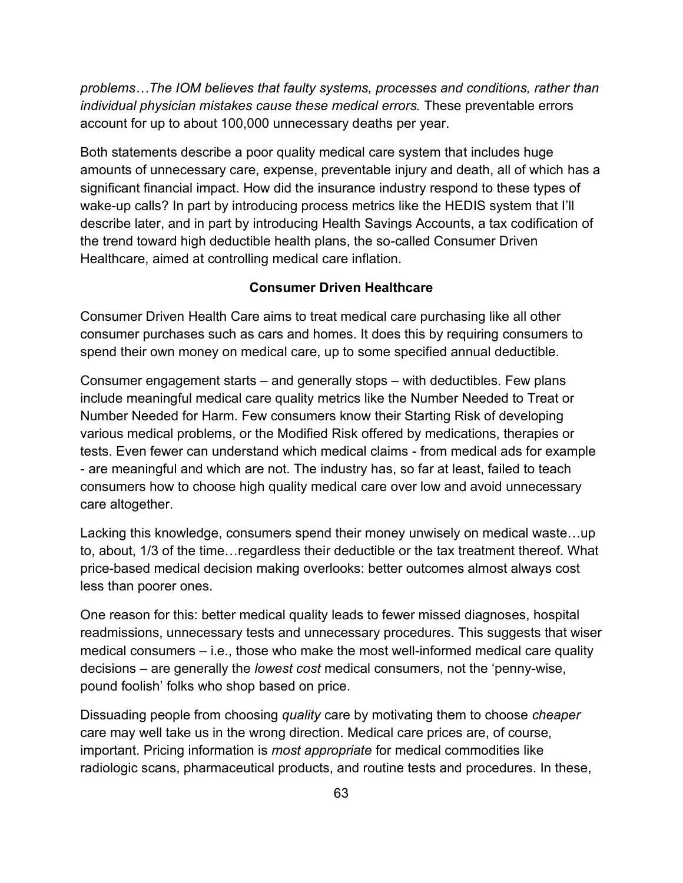*problems…The IOM believes that faulty systems, processes and conditions, rather than individual physician mistakes cause these medical errors.* These preventable errors account for up to about 100,000 unnecessary deaths per year.

Both statements describe a poor quality medical care system that includes huge amounts of unnecessary care, expense, preventable injury and death, all of which has a significant financial impact. How did the insurance industry respond to these types of wake-up calls? In part by introducing process metrics like the HEDIS system that I'll describe later, and in part by introducing Health Savings Accounts, a tax codification of the trend toward high deductible health plans, the so-called Consumer Driven Healthcare, aimed at controlling medical care inflation.

## Consumer Driven Healthcare

Consumer Driven Health Care aims to treat medical care purchasing like all other consumer purchases such as cars and homes. It does this by requiring consumers to spend their own money on medical care, up to some specified annual deductible.

Consumer engagement starts – and generally stops – with deductibles. Few plans include meaningful medical care quality metrics like the Number Needed to Treat or Number Needed for Harm. Few consumers know their Starting Risk of developing various medical problems, or the Modified Risk offered by medications, therapies or tests. Even fewer can understand which medical claims - from medical ads for example - are meaningful and which are not. The industry has, so far at least, failed to teach consumers how to choose high quality medical care over low and avoid unnecessary care altogether.

Lacking this knowledge, consumers spend their money unwisely on medical waste…up to, about, 1/3 of the time…regardless their deductible or the tax treatment thereof. What price-based medical decision making overlooks: better outcomes almost always cost less than poorer ones.

One reason for this: better medical quality leads to fewer missed diagnoses, hospital readmissions, unnecessary tests and unnecessary procedures. This suggests that wiser medical consumers – i.e., those who make the most well-informed medical care quality decisions – are generally the *lowest cost* medical consumers, not the 'penny-wise, pound foolish' folks who shop based on price.

Dissuading people from choosing *quality* care by motivating them to choose *cheaper* care may well take us in the wrong direction. Medical care prices are, of course, important. Pricing information is *most appropriate* for medical commodities like radiologic scans, pharmaceutical products, and routine tests and procedures. In these,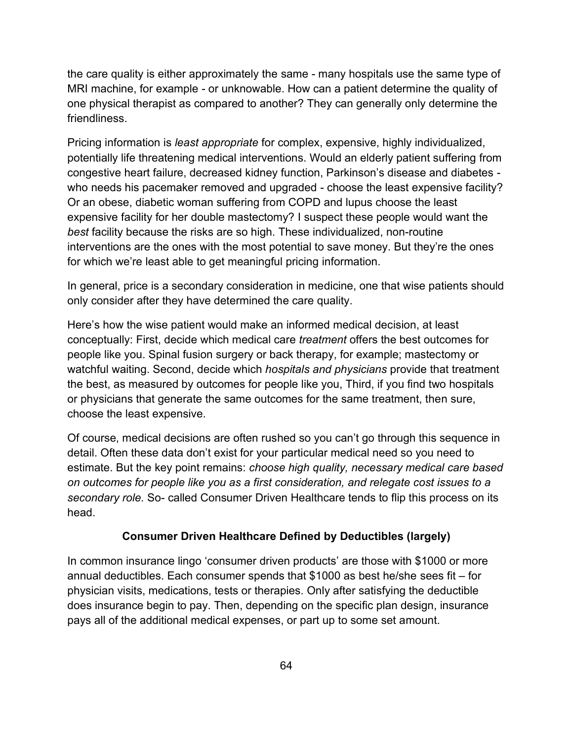the care quality is either approximately the same - many hospitals use the same type of MRI machine, for example - or unknowable. How can a patient determine the quality of one physical therapist as compared to another? They can generally only determine the friendliness.

Pricing information is *least appropriate* for complex, expensive, highly individualized, potentially life threatening medical interventions. Would an elderly patient suffering from congestive heart failure, decreased kidney function, Parkinson's disease and diabetes - who needs his pacemaker removed and upgraded - choose the least expensive facility? Or an obese, diabetic woman suffering from COPD and lupus choose the least expensive facility for her double mastectomy? I suspect these people would want the *best* facility because the risks are so high. These individualized, non-routine interventions are the ones with the most potential to save money. But they're the ones for which we're least able to get meaningful pricing information.

In general, price is a secondary consideration in medicine, one that wise patients should only consider after they have determined the care quality.

Here's how the wise patient would make an informed medical decision, at least conceptually: First, decide which medical care *treatment* offers the best outcomes for people like you. Spinal fusion surgery or back therapy, for example; mastectomy or watchful waiting. Second, decide which *hospitals and physicians* provide that treatment the best, as measured by outcomes for people like you, Third, if you find two hospitals or physicians that generate the same outcomes for the same treatment, then sure, choose the least expensive.

Of course, medical decisions are often rushed so you can't go through this sequence in detail. Often these data don't exist for your particular medical need so you need to estimate. But the key point remains: *choose high quality, necessary medical care based on outcomes for people like you as a first consideration, and relegate cost issues to a secondary role.* So- called Consumer Driven Healthcare tends to flip this process on its head.

### Consumer Driven Healthcare Defined by Deductibles (largely)

In common insurance lingo 'consumer driven products' are those with $1000 or more annual deductibles. Each consumer spends that $1000 as best he/she sees fit – for physician visits, medications, tests or therapies. Only after satisfying the deductible does insurance begin to pay. Then, depending on the specific plan design, insurance pays all of the additional medical expenses, or part up to some set amount.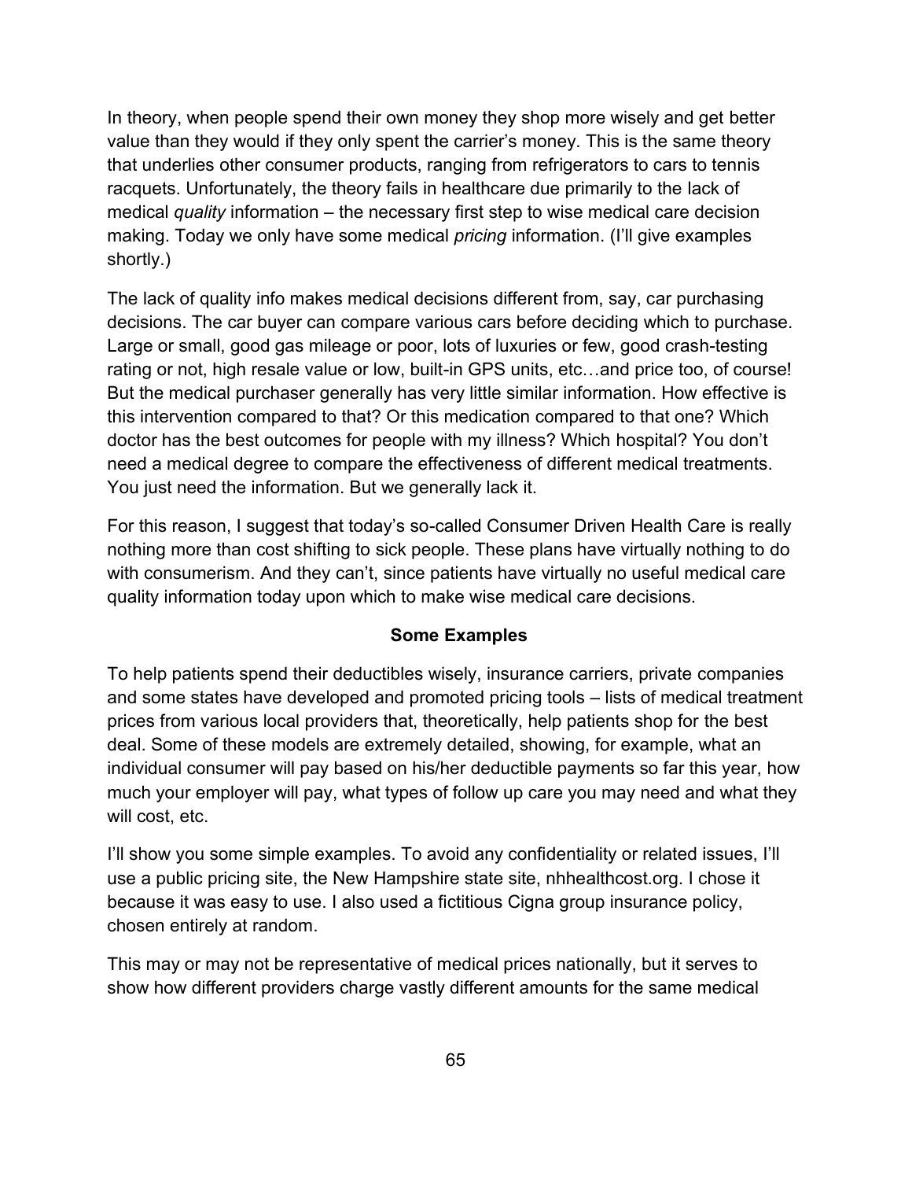In theory, when people spend their own money they shop more wisely and get better value than they would if they only spent the carrier's money. This is the same theory that underlies other consumer products, ranging from refrigerators to cars to tennis racquets. Unfortunately, the theory fails in healthcare due primarily to the lack of medical *quality* information – the necessary first step to wise medical care decision making. Today we only have some medical *pricing* information. (I'll give examples shortly.)

The lack of quality info makes medical decisions different from, say, car purchasing decisions. The car buyer can compare various cars before deciding which to purchase. Large or small, good gas mileage or poor, lots of luxuries or few, good crash-testing rating or not, high resale value or low, built-in GPS units, etc…and price too, of course! But the medical purchaser generally has very little similar information. How effective is this intervention compared to that? Or this medication compared to that one? Which doctor has the best outcomes for people with my illness? Which hospital? You don't need a medical degree to compare the effectiveness of different medical treatments. You just need the information. But we generally lack it.

For this reason, I suggest that today's so-called Consumer Driven Health Care is really nothing more than cost shifting to sick people. These plans have virtually nothing to do with consumerism. And they can't, since patients have virtually no useful medical care quality information today upon which to make wise medical care decisions.

**Some Examples**

To help patients spend their deductibles wisely, insurance carriers, private companies and some states have developed and promoted pricing tools – lists of medical treatment prices from various local providers that, theoretically, help patients shop for the best deal. Some of these models are extremely detailed, showing, for example, what an individual consumer will pay based on his/her deductible payments so far this year, how much your employer will pay, what types of follow up care you may need and what they will cost, etc.

I'll show you some simple examples. To avoid any confidentiality or related issues, I'll use a public pricing site, the New Hampshire state site, nhhealthcost.org. I chose it because it was easy to use. I also used a fictitious Cigna group insurance policy, chosen entirely at random.

This may or may not be representative of medical prices nationally, but it serves to show how different providers charge vastly different amounts for the same medical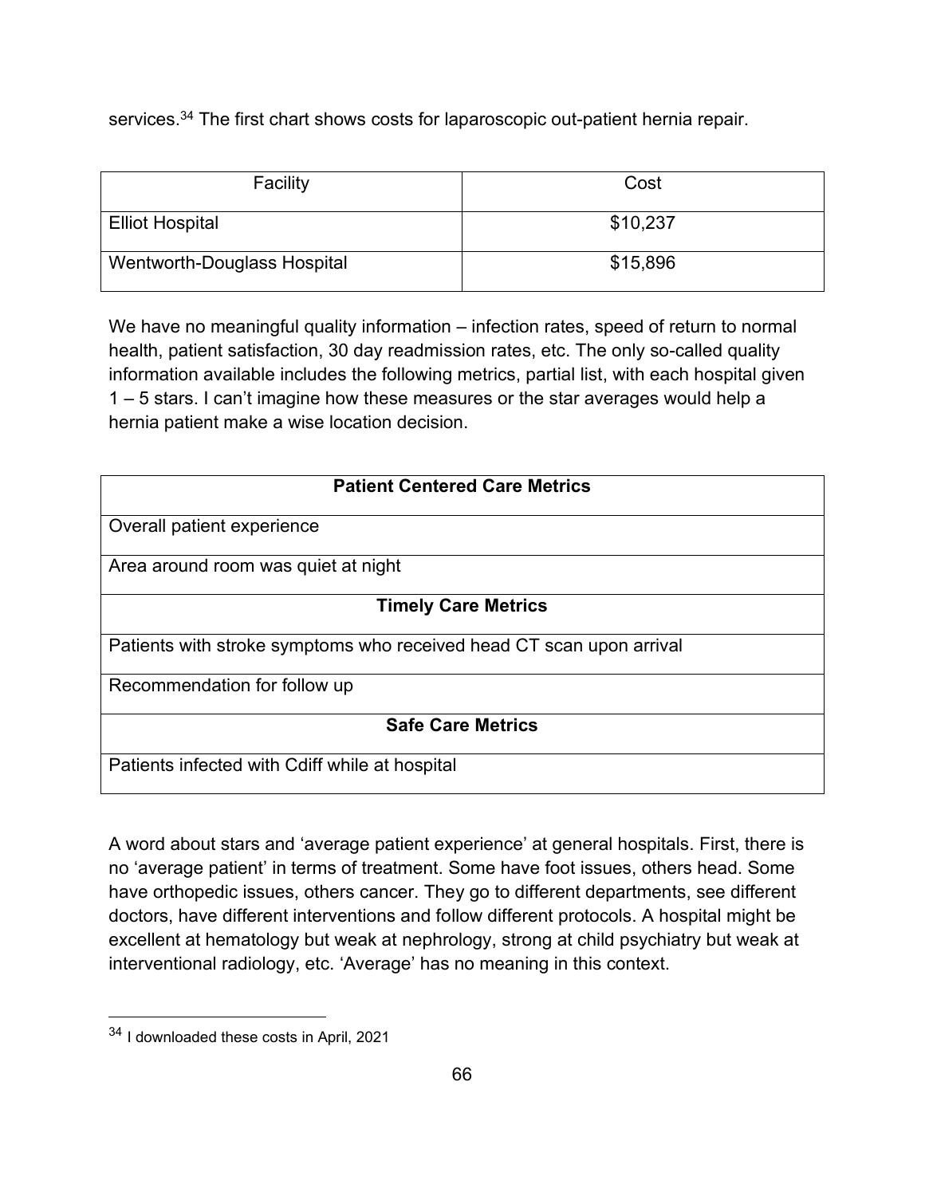services.[34] The first chart shows costs for laparoscopic out-patient hernia repair.

| Facility | Cost |
|---|---|
| Elliot Hospital | $10,237 |
| Wentworth-Douglass Hospital | $15,896 |

We have no meaningful quality information – infection rates, speed of return to normal health, patient satisfaction, 30 day readmission rates, etc. The only so-called quality information available includes the following metrics, partial list, with each hospital given 1 – 5 stars. I can't imagine how these measures or the star averages would help a hernia patient make a wise location decision.

| **Patient Centered Care Metrics** |
|---|
| Overall patient experience |
| Area around room was quiet at night |
| **Timely Care Metrics** |
| Patients with stroke symptoms who received head CT scan upon arrival |
| Recommendation for follow up |
| **Safe Care Metrics** |
| Patients infected with Cdiff while at hospital |

A word about stars and 'average patient experience' at general hospitals. First, there is no 'average patient' in terms of treatment. Some have foot issues, others head. Some have orthopedic issues, others cancer. They go to different departments, see different doctors, have different interventions and follow different protocols. A hospital might be excellent at hematology but weak at nephrology, strong at child psychiatry but weak at interventional radiology, etc. 'Average' has no meaning in this context.

[34] I downloaded these costs in April, 2021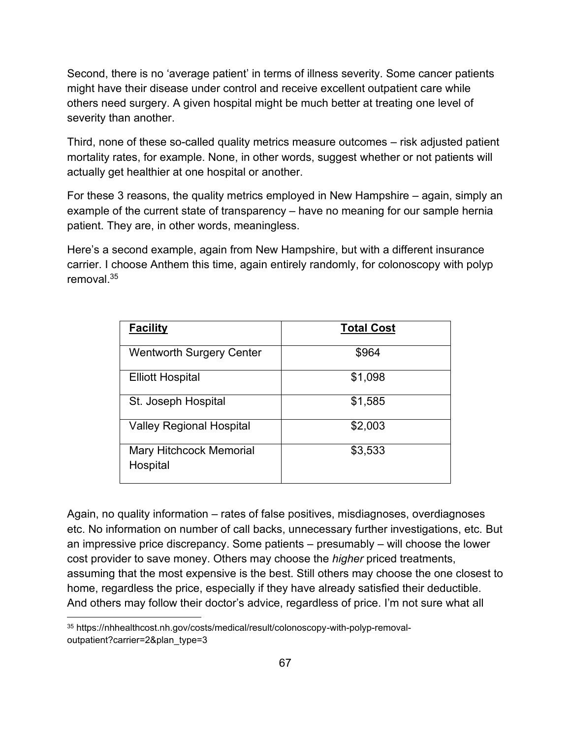Second, there is no 'average patient' in terms of illness severity. Some cancer patients might have their disease under control and receive excellent outpatient care while others need surgery. A given hospital might be much better at treating one level of severity than another.

Third, none of these so-called quality metrics measure outcomes – risk adjusted patient mortality rates, for example. None, in other words, suggest whether or not patients will actually get healthier at one hospital or another.

For these 3 reasons, the quality metrics employed in New Hampshire – again, simply an example of the current state of transparency – have no meaning for our sample hernia patient. They are, in other words, meaningless.

Here's a second example, again from New Hampshire, but with a different insurance carrier. I choose Anthem this time, again entirely randomly, for colonoscopy with polyp removal.[35]

| **Facility** | **Total Cost** |
| --- | --- |
| Wentworth Surgery Center | $964 |
| Elliott Hospital | $1,098 |
| St. Joseph Hospital | $1,585 |
| Valley Regional Hospital | $2,003 |
| Mary Hitchcock Memorial Hospital | $3,533 |

Again, no quality information – rates of false positives, misdiagnoses, overdiagnoses etc. No information on number of call backs, unnecessary further investigations, etc. But an impressive price discrepancy. Some patients – presumably – will choose the lower cost provider to save money. Others may choose the *higher* priced treatments, assuming that the most expensive is the best. Still others may choose the one closest to home, regardless the price, especially if they have already satisfied their deductible. And others may follow their doctor's advice, regardless of price. I'm not sure what all

[35] https://nhhealthcost.nh.gov/costs/medical/result/colonoscopy-with-polyp-removal-outpatient?carrier=2&plan_type=3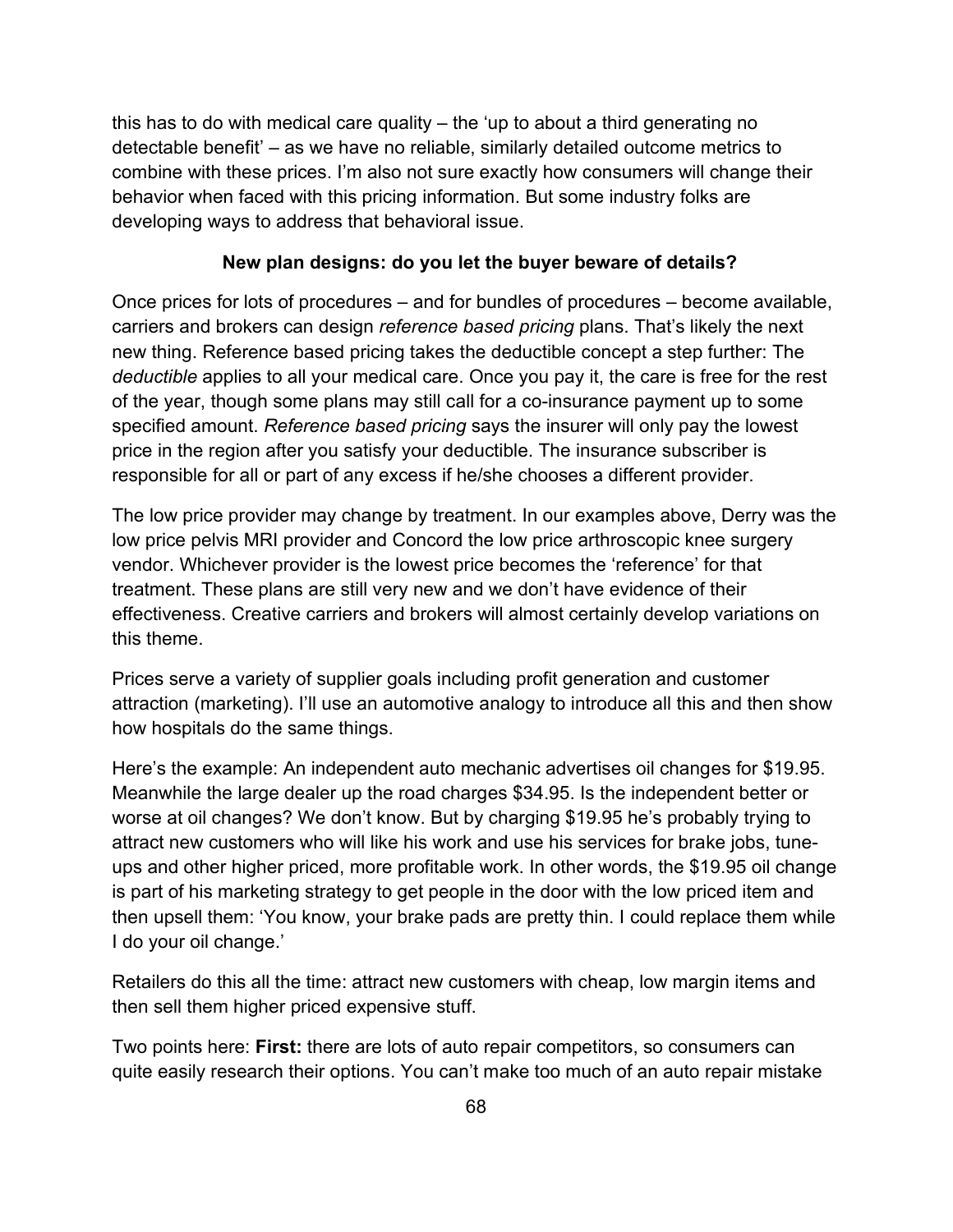this has to do with medical care quality – the 'up to about a third generating no detectable benefit' – as we have no reliable, similarly detailed outcome metrics to combine with these prices. I'm also not sure exactly how consumers will change their behavior when faced with this pricing information. But some industry folks are developing ways to address that behavioral issue.

### New plan designs: do you let the buyer beware of details?

Once prices for lots of procedures – and for bundles of procedures – become available, carriers and brokers can design *reference based pricing* plans. That's likely the next new thing. Reference based pricing takes the deductible concept a step further: The *deductible* applies to all your medical care. Once you pay it, the care is free for the rest of the year, though some plans may still call for a co-insurance payment up to some specified amount. *Reference based pricing* says the insurer will only pay the lowest price in the region after you satisfy your deductible. The insurance subscriber is responsible for all or part of any excess if he/she chooses a different provider.

The low price provider may change by treatment. In our examples above, Derry was the low price pelvis MRI provider and Concord the low price arthroscopic knee surgery vendor. Whichever provider is the lowest price becomes the 'reference' for that treatment. These plans are still very new and we don't have evidence of their effectiveness. Creative carriers and brokers will almost certainly develop variations on this theme.

Prices serve a variety of supplier goals including profit generation and customer attraction (marketing). I'll use an automotive analogy to introduce all this and then show how hospitals do the same things.

Here's the example: An independent auto mechanic advertises oil changes for $19.95. Meanwhile the large dealer up the road charges $34.95. Is the independent better or worse at oil changes? We don't know. But by charging $19.95 he's probably trying to attract new customers who will like his work and use his services for brake jobs, tune-ups and other higher priced, more profitable work. In other words, the $19.95 oil change is part of his marketing strategy to get people in the door with the low priced item and then upsell them: 'You know, your brake pads are pretty thin. I could replace them while I do your oil change.'

Retailers do this all the time: attract new customers with cheap, low margin items and then sell them higher priced expensive stuff.

Two points here: **First:** there are lots of auto repair competitors, so consumers can quite easily research their options. You can't make too much of an auto repair mistake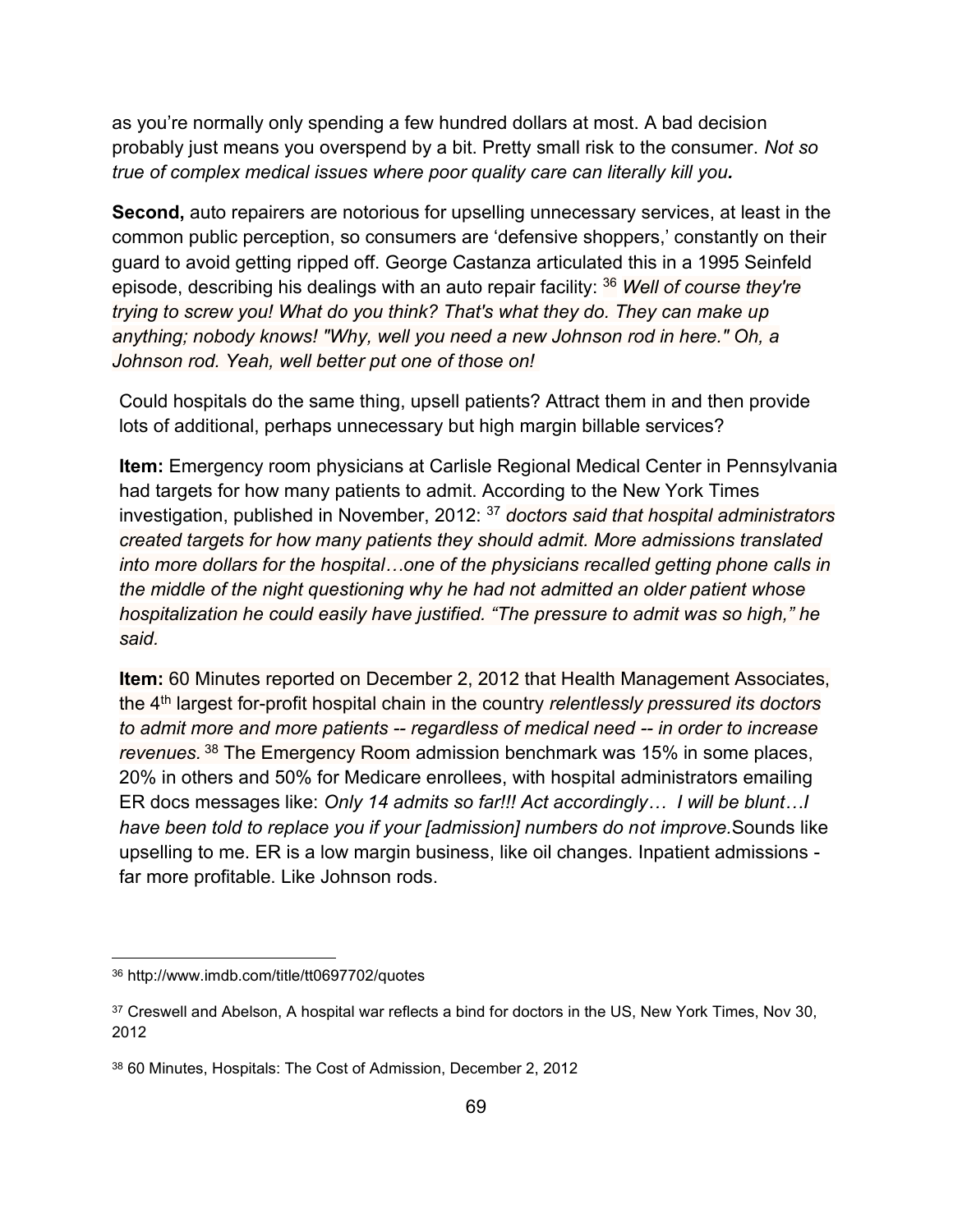as you're normally only spending a few hundred dollars at most. A bad decision probably just means you overspend by a bit. Pretty small risk to the consumer. *Not so true of complex medical issues where poor quality care can literally kill you.*

**Second,** auto repairers are notorious for upselling unnecessary services, at least in the common public perception, so consumers are 'defensive shoppers,' constantly on their guard to avoid getting ripped off. George Castanza articulated this in a 1995 Seinfeld episode, describing his dealings with an auto repair facility: [36] *Well of course they're trying to screw you! What do you think? That's what they do. They can make up anything; nobody knows! "Why, well you need a new Johnson rod in here." Oh, a Johnson rod. Yeah, well better put one of those on!*

Could hospitals do the same thing, upsell patients? Attract them in and then provide lots of additional, perhaps unnecessary but high margin billable services?

**Item:** Emergency room physicians at Carlisle Regional Medical Center in Pennsylvania had targets for how many patients to admit. According to the New York Times investigation, published in November, 2012: [37] *doctors said that hospital administrators created targets for how many patients they should admit. More admissions translated into more dollars for the hospital…one of the physicians recalled getting phone calls in the middle of the night questioning why he had not admitted an older patient whose hospitalization he could easily have justified. "The pressure to admit was so high," he said.*

**Item:** 60 Minutes reported on December 2, 2012 that Health Management Associates, the 4th largest for-profit hospital chain in the country *relentlessly pressured its doctors to admit more and more patients -- regardless of medical need -- in order to increase revenues.* [38] The Emergency Room admission benchmark was 15% in some places, 20% in others and 50% for Medicare enrollees, with hospital administrators emailing ER docs messages like: *Only 14 admits so far!!! Act accordingly… I will be blunt…I have been told to replace you if your [admission] numbers do not improve.* Sounds like upselling to me. ER is a low margin business, like oil changes. Inpatient admissions - far more profitable. Like Johnson rods.

---

[36] http://www.imdb.com/title/tt0697702/quotes

[37] Creswell and Abelson, A hospital war reflects a bind for doctors in the US, New York Times, Nov 30, 2012

[38] 60 Minutes, Hospitals: The Cost of Admission, December 2, 2012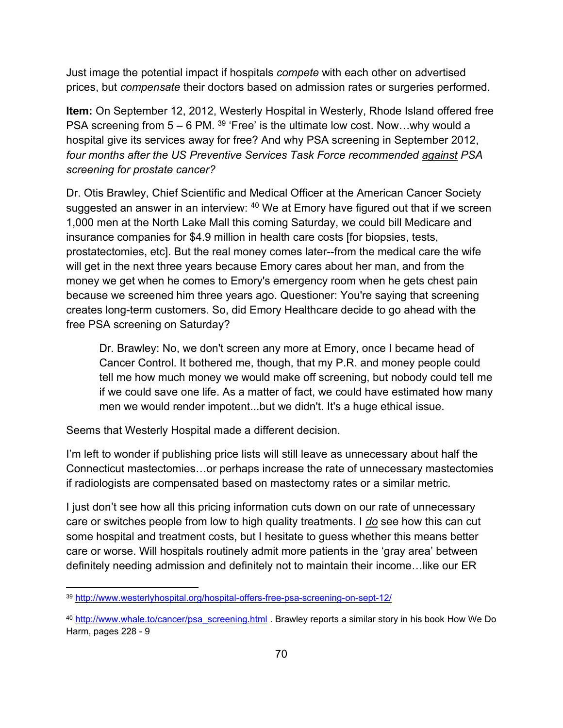Just image the potential impact if hospitals *compete* with each other on advertised prices, but *compensate* their doctors based on admission rates or surgeries performed.

**Item:** On September 12, 2012, Westerly Hospital in Westerly, Rhode Island offered free PSA screening from 5 – 6 PM. [39] 'Free' is the ultimate low cost. Now…why would a hospital give its services away for free? And why PSA screening in September 2012, *four months after the US Preventive Services Task Force recommended* ***against*** *PSA screening for prostate cancer?*

Dr. Otis Brawley, Chief Scientific and Medical Officer at the American Cancer Society suggested an answer in an interview: [40] We at Emory have figured out that if we screen 1,000 men at the North Lake Mall this coming Saturday, we could bill Medicare and insurance companies for $4.9 million in health care costs [for biopsies, tests, prostatectomies, etc]. But the real money comes later--from the medical care the wife will get in the next three years because Emory cares about her man, and from the money we get when he comes to Emory's emergency room when he gets chest pain because we screened him three years ago. Questioner: You're saying that screening creates long-term customers. So, did Emory Healthcare decide to go ahead with the free PSA screening on Saturday?

> Dr. Brawley: No, we don't screen any more at Emory, once I became head of Cancer Control. It bothered me, though, that my P.R. and money people could tell me how much money we would make off screening, but nobody could tell me if we could save one life. As a matter of fact, we could have estimated how many men we would render impotent...but we didn't. It's a huge ethical issue.

Seems that Westerly Hospital made a different decision.

I'm left to wonder if publishing price lists will still leave as unnecessary about half the Connecticut mastectomies…or perhaps increase the rate of unnecessary mastectomies if radiologists are compensated based on mastectomy rates or a similar metric.

I just don't see how all this pricing information cuts down on our rate of unnecessary care or switches people from low to high quality treatments. I ***do*** see how this can cut some hospital and treatment costs, but I hesitate to guess whether this means better care or worse. Will hospitals routinely admit more patients in the 'gray area' between definitely needing admission and definitely not to maintain their income…like our ER

---

[39] http://www.westerlyhospital.org/hospital-offers-free-psa-screening-on-sept-12/

[40] http://www.whale.to/cancer/psa_screening.html . Brawley reports a similar story in his book How We Do Harm, pages 228 - 9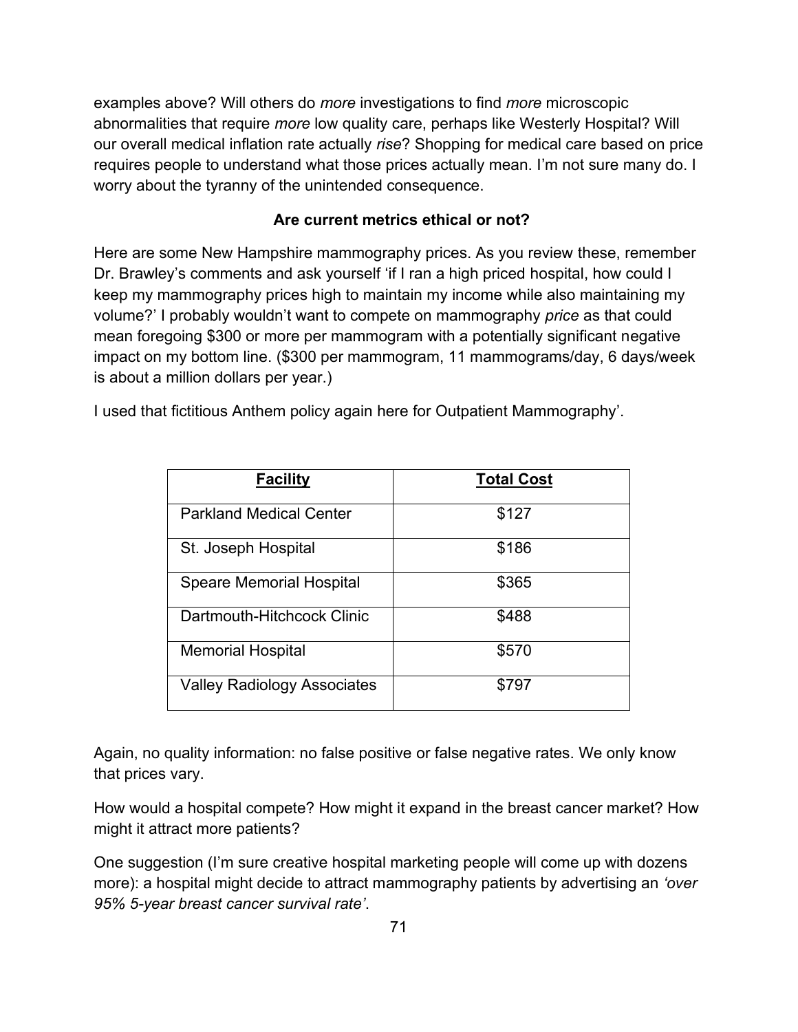examples above? Will others do *more* investigations to find *more* microscopic abnormalities that require *more* low quality care, perhaps like Westerly Hospital? Will our overall medical inflation rate actually *rise*? Shopping for medical care based on price requires people to understand what those prices actually mean. I'm not sure many do. I worry about the tyranny of the unintended consequence.

**Are current metrics ethical or not?**

Here are some New Hampshire mammography prices. As you review these, remember Dr. Brawley's comments and ask yourself 'if I ran a high priced hospital, how could I keep my mammography prices high to maintain my income while also maintaining my volume?' I probably wouldn't want to compete on mammography *price* as that could mean foregoing $300 or more per mammogram with a potentially significant negative impact on my bottom line. ($300 per mammogram, 11 mammograms/day, 6 days/week is about a million dollars per year.)

I used that fictitious Anthem policy again here for Outpatient Mammography'.

| **Facility** | **Total Cost** |
|---|---|
| Parkland Medical Center | $127 |
| St. Joseph Hospital | $186 |
| Speare Memorial Hospital | $365 |
| Dartmouth-Hitchcock Clinic | $488 |
| Memorial Hospital | $570 |
| Valley Radiology Associates | $797 |

Again, no quality information: no false positive or false negative rates. We only know that prices vary.

How would a hospital compete? How might it expand in the breast cancer market? How might it attract more patients?

One suggestion (I'm sure creative hospital marketing people will come up with dozens more): a hospital might decide to attract mammography patients by advertising an *'over 95% 5-year breast cancer survival rate'*.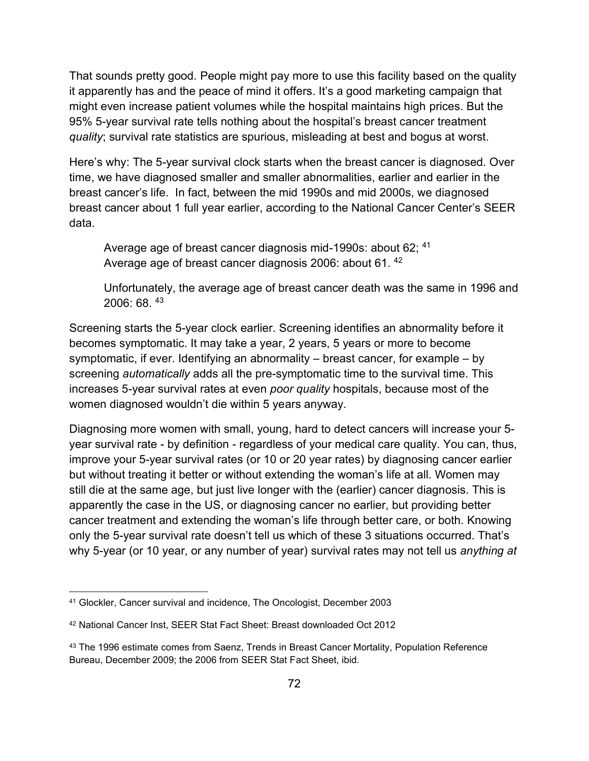That sounds pretty good. People might pay more to use this facility based on the quality it apparently has and the peace of mind it offers. It's a good marketing campaign that might even increase patient volumes while the hospital maintains high prices. But the 95% 5-year survival rate tells nothing about the hospital's breast cancer treatment *quality*; survival rate statistics are spurious, misleading at best and bogus at worst.

Here's why: The 5-year survival clock starts when the breast cancer is diagnosed. Over time, we have diagnosed smaller and smaller abnormalities, earlier and earlier in the breast cancer's life. In fact, between the mid 1990s and mid 2000s, we diagnosed breast cancer about 1 full year earlier, according to the National Cancer Center's SEER data.

> Average age of breast cancer diagnosis mid-1990s: about 62; [41]
> Average age of breast cancer diagnosis 2006: about 61. [42]
>
> Unfortunately, the average age of breast cancer death was the same in 1996 and 2006: 68. [43]

Screening starts the 5-year clock earlier. Screening identifies an abnormality before it becomes symptomatic. It may take a year, 2 years, 5 years or more to become symptomatic, if ever. Identifying an abnormality – breast cancer, for example – by screening *automatically* adds all the pre-symptomatic time to the survival time. This increases 5-year survival rates at even *poor quality* hospitals, because most of the women diagnosed wouldn't die within 5 years anyway.

Diagnosing more women with small, young, hard to detect cancers will increase your 5-year survival rate - by definition - regardless of your medical care quality. You can, thus, improve your 5-year survival rates (or 10 or 20 year rates) by diagnosing cancer earlier but without treating it better or without extending the woman's life at all. Women may still die at the same age, but just live longer with the (earlier) cancer diagnosis. This is apparently the case in the US, or diagnosing cancer no earlier, but providing better cancer treatment and extending the woman's life through better care, or both. Knowing only the 5-year survival rate doesn't tell us which of these 3 situations occurred. That's why 5-year (or 10 year, or any number of year) survival rates may not tell us *anything at*

---

[41] Glockler, Cancer survival and incidence, The Oncologist, December 2003

[42] National Cancer Inst, SEER Stat Fact Sheet: Breast downloaded Oct 2012

[43] The 1996 estimate comes from Saenz, Trends in Breast Cancer Mortality, Population Reference Bureau, December 2009; the 2006 from SEER Stat Fact Sheet, ibid.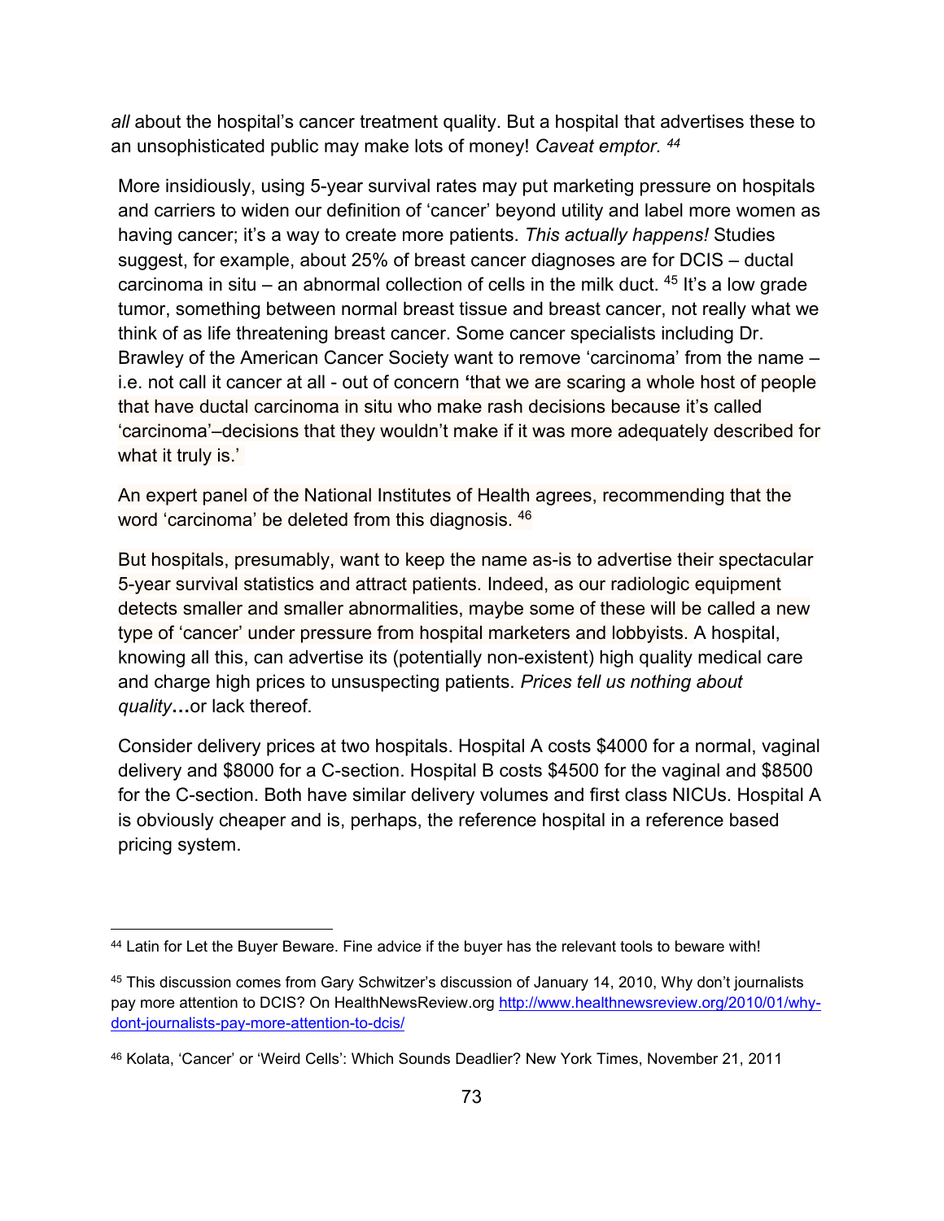*all* about the hospital's cancer treatment quality. But a hospital that advertises these to an unsophisticated public may make lots of money! *Caveat emptor.* [44]

More insidiously, using 5-year survival rates may put marketing pressure on hospitals and carriers to widen our definition of 'cancer' beyond utility and label more women as having cancer; it's a way to create more patients. *This actually happens!* Studies suggest, for example, about 25% of breast cancer diagnoses are for DCIS – ductal carcinoma in situ – an abnormal collection of cells in the milk duct. [45] It's a low grade tumor, something between normal breast tissue and breast cancer, not really what we think of as life threatening breast cancer. Some cancer specialists including Dr. Brawley of the American Cancer Society want to remove 'carcinoma' from the name – i.e. not call it cancer at all - out of concern **'**that we are scaring a whole host of people that have ductal carcinoma in situ who make rash decisions because it's called 'carcinoma'–decisions that they wouldn't make if it was more adequately described for what it truly is.'

An expert panel of the National Institutes of Health agrees, recommending that the word 'carcinoma' be deleted from this diagnosis. [46]

But hospitals, presumably, want to keep the name as-is to advertise their spectacular 5-year survival statistics and attract patients. Indeed, as our radiologic equipment detects smaller and smaller abnormalities, maybe some of these will be called a new type of 'cancer' under pressure from hospital marketers and lobbyists. A hospital, knowing all this, can advertise its (potentially non-existent) high quality medical care and charge high prices to unsuspecting patients. *Prices tell us nothing about quality***…**or lack thereof.

Consider delivery prices at two hospitals. Hospital A costs $4000 for a normal, vaginal delivery and $8000 for a C-section. Hospital B costs $4500 for the vaginal and $8500 for the C-section. Both have similar delivery volumes and first class NICUs. Hospital A is obviously cheaper and is, perhaps, the reference hospital in a reference based pricing system.

---

[44] Latin for Let the Buyer Beware. Fine advice if the buyer has the relevant tools to beware with!

[45] This discussion comes from Gary Schwitzer's discussion of January 14, 2010, Why don't journalists pay more attention to DCIS? On HealthNewsReview.org http://www.healthnewsreview.org/2010/01/why-dont-journalists-pay-more-attention-to-dcis/

[46] Kolata, 'Cancer' or 'Weird Cells': Which Sounds Deadlier? New York Times, November 21, 2011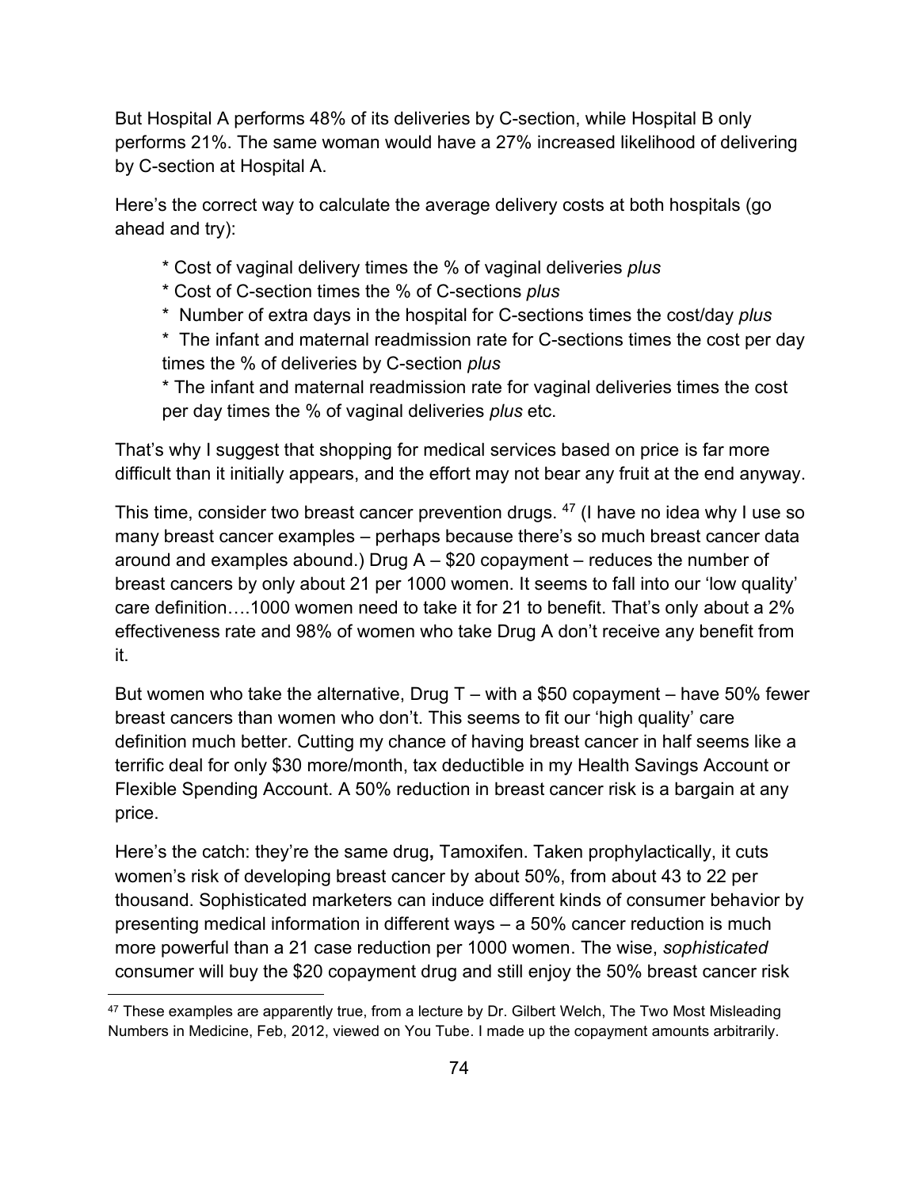But Hospital A performs 48% of its deliveries by C-section, while Hospital B only performs 21%. The same woman would have a 27% increased likelihood of delivering by C-section at Hospital A.

Here's the correct way to calculate the average delivery costs at both hospitals (go ahead and try):

> * Cost of vaginal delivery times the % of vaginal deliveries *plus*
> * Cost of C-section times the % of C-sections *plus*
> * Number of extra days in the hospital for C-sections times the cost/day *plus*
> * The infant and maternal readmission rate for C-sections times the cost per day times the % of deliveries by C-section *plus*
> * The infant and maternal readmission rate for vaginal deliveries times the cost per day times the % of vaginal deliveries *plus* etc.

That's why I suggest that shopping for medical services based on price is far more difficult than it initially appears, and the effort may not bear any fruit at the end anyway.

This time, consider two breast cancer prevention drugs. [47] (I have no idea why I use so many breast cancer examples – perhaps because there's so much breast cancer data around and examples abound.) Drug A – $20 copayment – reduces the number of breast cancers by only about 21 per 1000 women. It seems to fall into our 'low quality' care definition….1000 women need to take it for 21 to benefit. That's only about a 2% effectiveness rate and 98% of women who take Drug A don't receive any benefit from it.

But women who take the alternative, Drug T – with a $50 copayment – have 50% fewer breast cancers than women who don't. This seems to fit our 'high quality' care definition much better. Cutting my chance of having breast cancer in half seems like a terrific deal for only $30 more/month, tax deductible in my Health Savings Account or Flexible Spending Account. A 50% reduction in breast cancer risk is a bargain at any price.

Here's the catch: they're the same drug**,** Tamoxifen. Taken prophylactically, it cuts women's risk of developing breast cancer by about 50%, from about 43 to 22 per thousand. Sophisticated marketers can induce different kinds of consumer behavior by presenting medical information in different ways – a 50% cancer reduction is much more powerful than a 21 case reduction per 1000 women. The wise, *sophisticated* consumer will buy the $20 copayment drug and still enjoy the 50% breast cancer risk

[47] These examples are apparently true, from a lecture by Dr. Gilbert Welch, The Two Most Misleading Numbers in Medicine, Feb, 2012, viewed on You Tube. I made up the copayment amounts arbitrarily.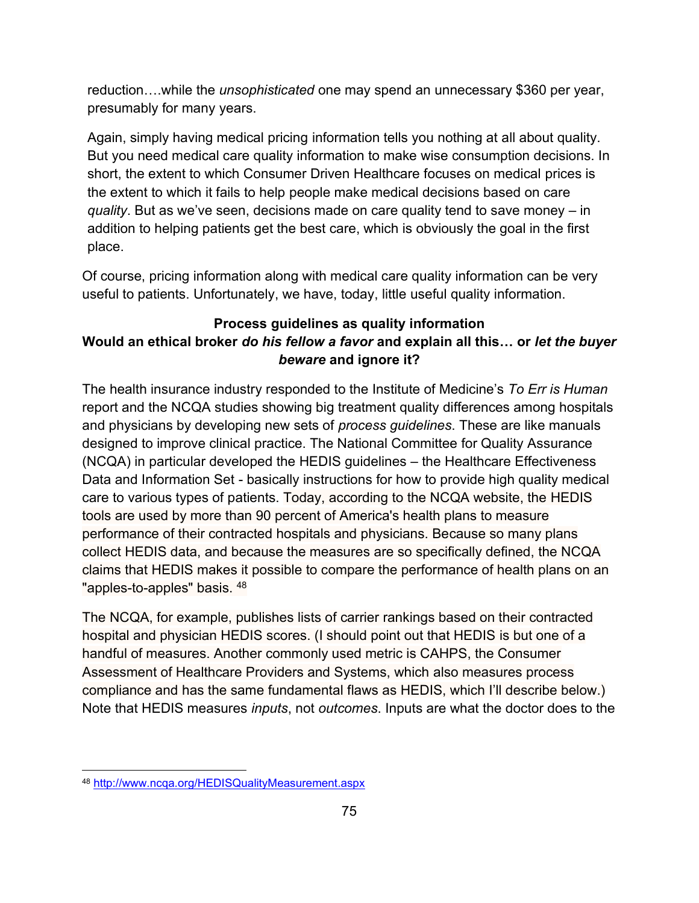reduction….while the *unsophisticated* one may spend an unnecessary $360 per year, presumably for many years.

Again, simply having medical pricing information tells you nothing at all about quality. But you need medical care quality information to make wise consumption decisions. In short, the extent to which Consumer Driven Healthcare focuses on medical prices is the extent to which it fails to help people make medical decisions based on care *quality*. But as we've seen, decisions made on care quality tend to save money – in addition to helping patients get the best care, which is obviously the goal in the first place.

Of course, pricing information along with medical care quality information can be very useful to patients. Unfortunately, we have, today, little useful quality information.

**Process guidelines as quality information**
**Would an ethical broker *do his fellow a favor* and explain all this… or *let the buyer beware* and ignore it?**

The health insurance industry responded to the Institute of Medicine's *To Err is Human* report and the NCQA studies showing big treatment quality differences among hospitals and physicians by developing new sets of *process guidelines*. These are like manuals designed to improve clinical practice. The National Committee for Quality Assurance (NCQA) in particular developed the HEDIS guidelines – the Healthcare Effectiveness Data and Information Set - basically instructions for how to provide high quality medical care to various types of patients. Today, according to the NCQA website, the HEDIS tools are used by more than 90 percent of America's health plans to measure performance of their contracted hospitals and physicians. Because so many plans collect HEDIS data, and because the measures are so specifically defined, the NCQA claims that HEDIS makes it possible to compare the performance of health plans on an "apples-to-apples" basis. [48]

The NCQA, for example, publishes lists of carrier rankings based on their contracted hospital and physician HEDIS scores. (I should point out that HEDIS is but one of a handful of measures. Another commonly used metric is CAHPS, the Consumer Assessment of Healthcare Providers and Systems, which also measures process compliance and has the same fundamental flaws as HEDIS, which I'll describe below.) Note that HEDIS measures *inputs*, not *outcomes.* Inputs are what the doctor does to the

[48] http://www.ncqa.org/HEDISQualityMeasurement.aspx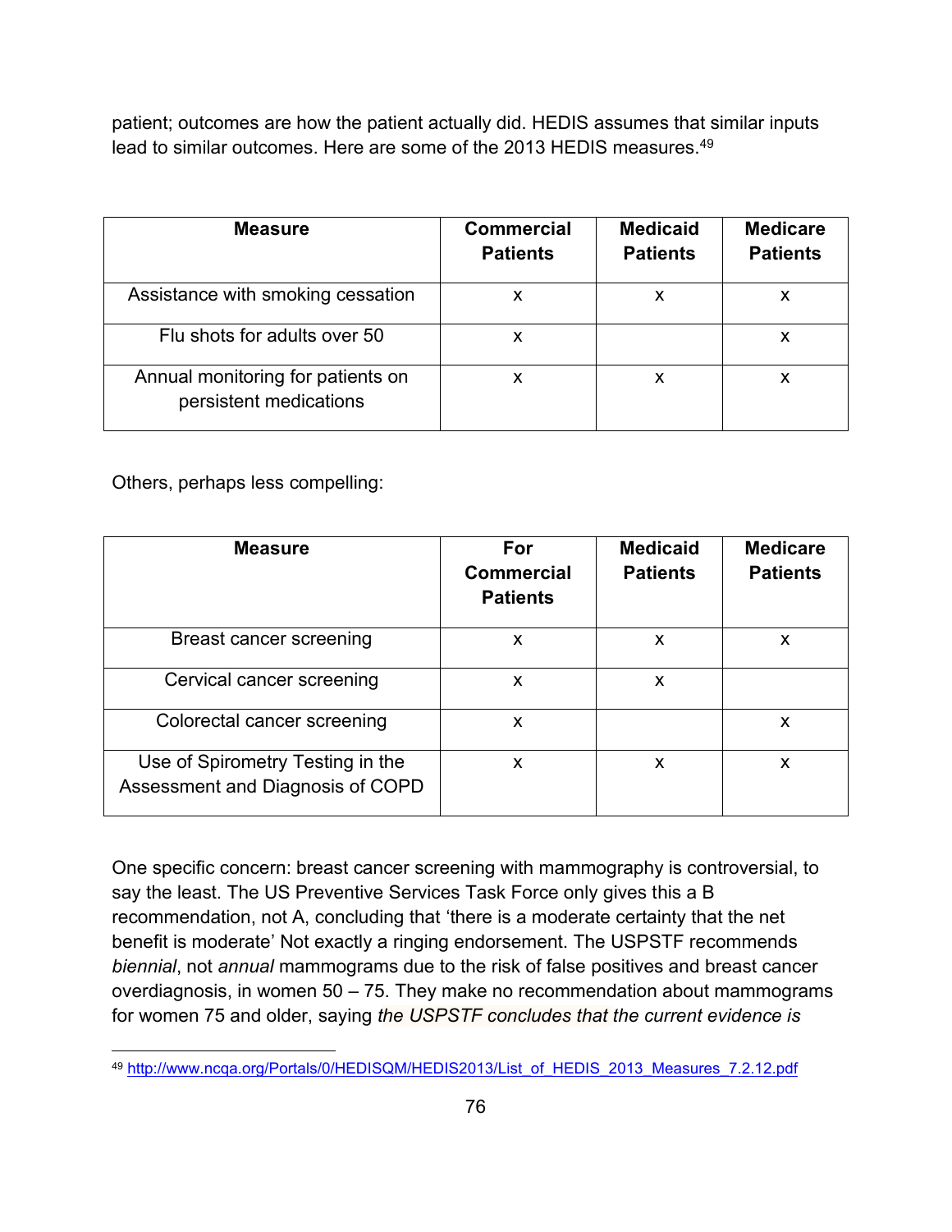patient; outcomes are how the patient actually did. HEDIS assumes that similar inputs lead to similar outcomes. Here are some of the 2013 HEDIS measures.[49]

| Measure | Commercial Patients | Medicaid Patients | Medicare Patients |
|---|---|---|---|
| Assistance with smoking cessation | x | x | x |
| Flu shots for adults over 50 | x | | x |
| Annual monitoring for patients on persistent medications | x | x | x |

Others, perhaps less compelling:

| Measure | For Commercial Patients | Medicaid Patients | Medicare Patients |
|---|---|---|---|
| Breast cancer screening | x | x | x |
| Cervical cancer screening | x | x | |
| Colorectal cancer screening | x | | x |
| Use of Spirometry Testing in the Assessment and Diagnosis of COPD | x | x | x |

One specific concern: breast cancer screening with mammography is controversial, to say the least. The US Preventive Services Task Force only gives this a B recommendation, not A, concluding that 'there is a moderate certainty that the net benefit is moderate' Not exactly a ringing endorsement. The USPSTF recommends *biennial*, not *annual* mammograms due to the risk of false positives and breast cancer overdiagnosis, in women 50 – 75. They make no recommendation about mammograms for women 75 and older, saying *the USPSTF concludes that the current evidence is*

[49] http://www.ncqa.org/Portals/0/HEDISQM/HEDIS2013/List_of_HEDIS_2013_Measures_7.2.12.pdf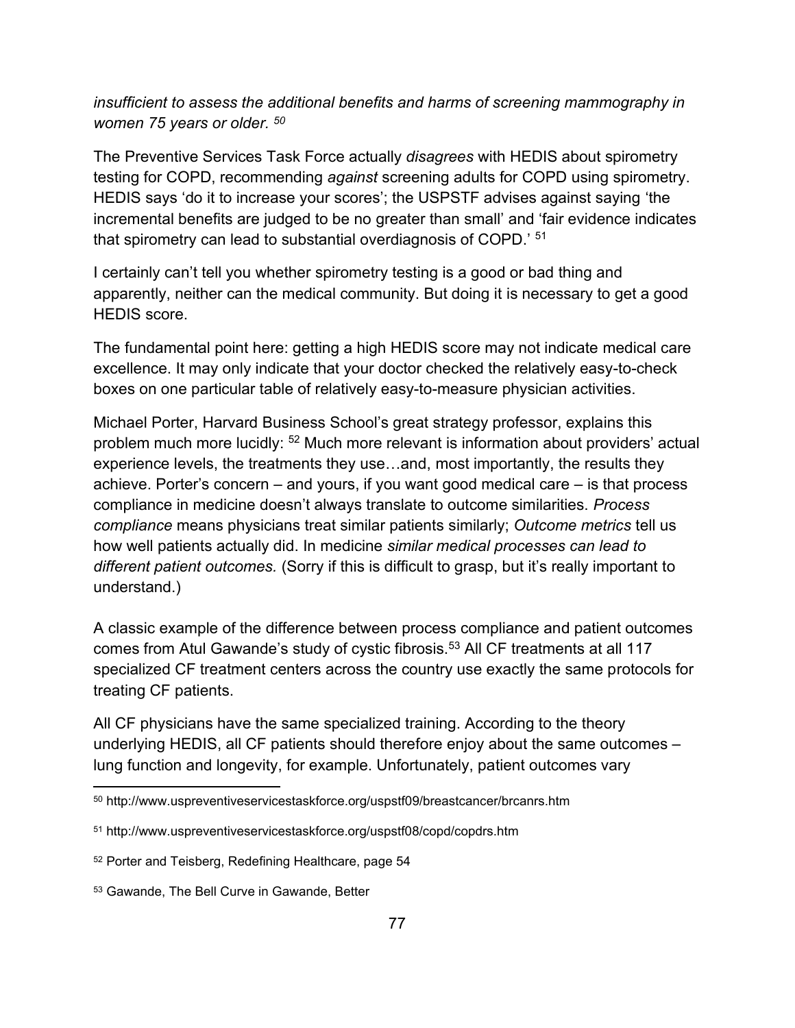*insufficient to assess the additional benefits and harms of screening mammography in women 75 years or older.* [50]

The Preventive Services Task Force actually *disagrees* with HEDIS about spirometry testing for COPD, recommending *against* screening adults for COPD using spirometry. HEDIS says 'do it to increase your scores'; the USPSTF advises against saying 'the incremental benefits are judged to be no greater than small' and 'fair evidence indicates that spirometry can lead to substantial overdiagnosis of COPD.' [51]

I certainly can't tell you whether spirometry testing is a good or bad thing and apparently, neither can the medical community. But doing it is necessary to get a good HEDIS score.

The fundamental point here: getting a high HEDIS score may not indicate medical care excellence. It may only indicate that your doctor checked the relatively easy-to-check boxes on one particular table of relatively easy-to-measure physician activities.

Michael Porter, Harvard Business School's great strategy professor, explains this problem much more lucidly: [52] Much more relevant is information about providers' actual experience levels, the treatments they use…and, most importantly, the results they achieve. Porter's concern – and yours, if you want good medical care – is that process compliance in medicine doesn't always translate to outcome similarities. *Process compliance* means physicians treat similar patients similarly; *Outcome metrics* tell us how well patients actually did. In medicine *similar medical processes can lead to different patient outcomes.* (Sorry if this is difficult to grasp, but it's really important to understand.)

A classic example of the difference between process compliance and patient outcomes comes from Atul Gawande's study of cystic fibrosis.[53] All CF treatments at all 117 specialized CF treatment centers across the country use exactly the same protocols for treating CF patients.

All CF physicians have the same specialized training. According to the theory underlying HEDIS, all CF patients should therefore enjoy about the same outcomes – lung function and longevity, for example. Unfortunately, patient outcomes vary

---

[50] http://www.uspreventiveservicestaskforce.org/uspstf09/breastcancer/brcanrs.htm

[51] http://www.uspreventiveservicestaskforce.org/uspstf08/copd/copdrs.htm

[52] Porter and Teisberg, Redefining Healthcare, page 54

[53] Gawande, The Bell Curve in Gawande, Better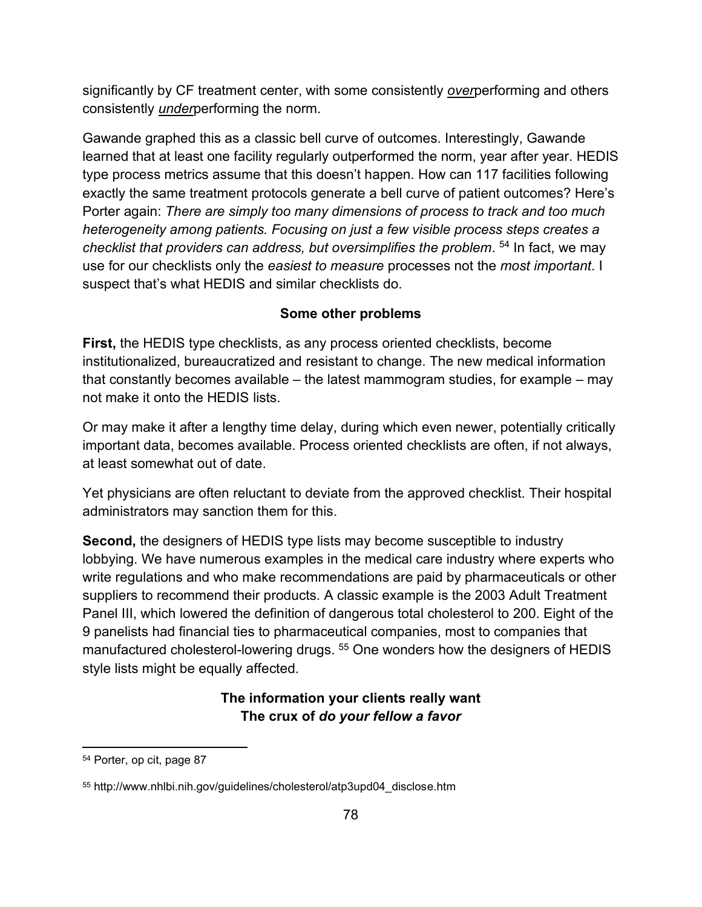significantly by CF treatment center, with some consistently ***over***performing and others consistently ***under***performing the norm.

Gawande graphed this as a classic bell curve of outcomes. Interestingly, Gawande learned that at least one facility regularly outperformed the norm, year after year. HEDIS type process metrics assume that this doesn't happen. How can 117 facilities following exactly the same treatment protocols generate a bell curve of patient outcomes? Here's Porter again: *There are simply too many dimensions of process to track and too much heterogeneity among patients. Focusing on just a few visible process steps creates a checklist that providers can address, but oversimplifies the problem*. [54] In fact, we may use for our checklists only the *easiest to measure* processes not the *most important*. I suspect that's what HEDIS and similar checklists do.

**Some other problems**

**First,** the HEDIS type checklists, as any process oriented checklists, become institutionalized, bureaucratized and resistant to change. The new medical information that constantly becomes available – the latest mammogram studies, for example – may not make it onto the HEDIS lists.

Or may make it after a lengthy time delay, during which even newer, potentially critically important data, becomes available. Process oriented checklists are often, if not always, at least somewhat out of date.

Yet physicians are often reluctant to deviate from the approved checklist. Their hospital administrators may sanction them for this.

**Second,** the designers of HEDIS type lists may become susceptible to industry lobbying. We have numerous examples in the medical care industry where experts who write regulations and who make recommendations are paid by pharmaceuticals or other suppliers to recommend their products. A classic example is the 2003 Adult Treatment Panel III, which lowered the definition of dangerous total cholesterol to 200. Eight of the 9 panelists had financial ties to pharmaceutical companies, most to companies that manufactured cholesterol-lowering drugs. [55] One wonders how the designers of HEDIS style lists might be equally affected.

**The information your clients really want**
**The crux of *do your fellow a favor***

---

[54] Porter, op cit, page 87

[55] http://www.nhlbi.nih.gov/guidelines/cholesterol/atp3upd04_disclose.htm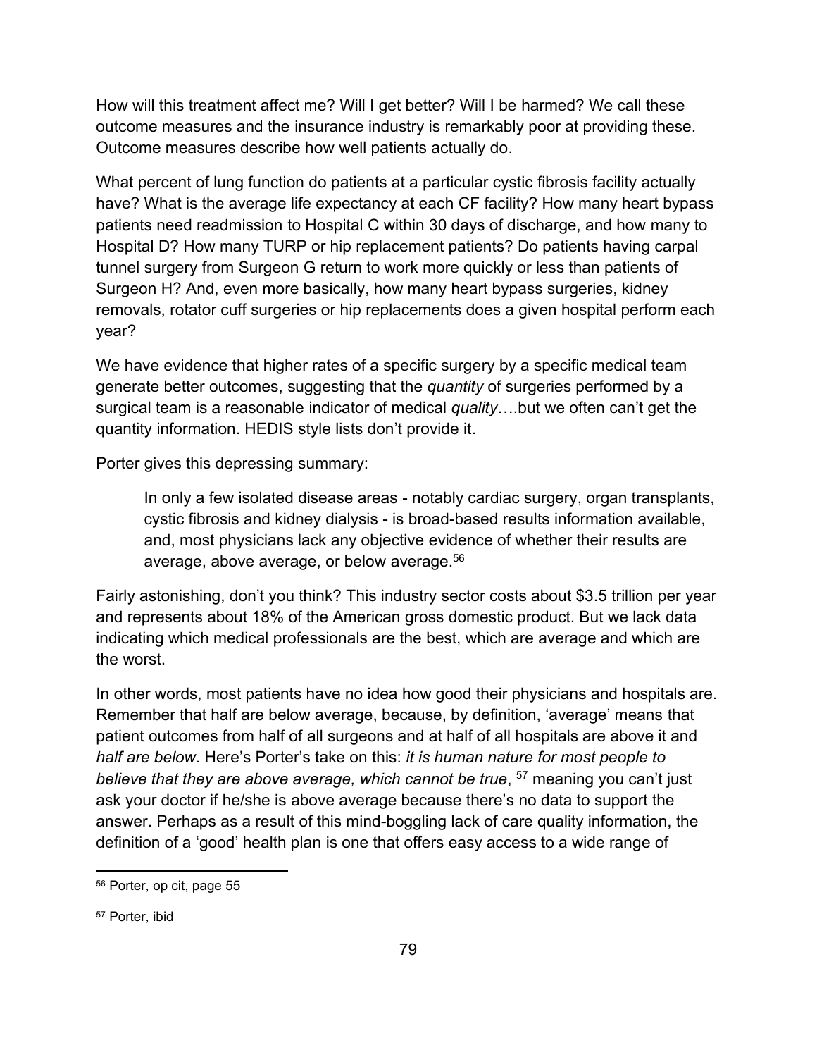How will this treatment affect me? Will I get better? Will I be harmed? We call these outcome measures and the insurance industry is remarkably poor at providing these. Outcome measures describe how well patients actually do.

What percent of lung function do patients at a particular cystic fibrosis facility actually have? What is the average life expectancy at each CF facility? How many heart bypass patients need readmission to Hospital C within 30 days of discharge, and how many to Hospital D? How many TURP or hip replacement patients? Do patients having carpal tunnel surgery from Surgeon G return to work more quickly or less than patients of Surgeon H? And, even more basically, how many heart bypass surgeries, kidney removals, rotator cuff surgeries or hip replacements does a given hospital perform each year?

We have evidence that higher rates of a specific surgery by a specific medical team generate better outcomes, suggesting that the *quantity* of surgeries performed by a surgical team is a reasonable indicator of medical *quality*….but we often can't get the quantity information. HEDIS style lists don't provide it.

Porter gives this depressing summary:

> In only a few isolated disease areas - notably cardiac surgery, organ transplants, cystic fibrosis and kidney dialysis - is broad-based results information available, and, most physicians lack any objective evidence of whether their results are average, above average, or below average.[56]

Fairly astonishing, don't you think? This industry sector costs about $3.5 trillion per year and represents about 18% of the American gross domestic product. But we lack data indicating which medical professionals are the best, which are average and which are the worst.

In other words, most patients have no idea how good their physicians and hospitals are. Remember that half are below average, because, by definition, 'average' means that patient outcomes from half of all surgeons and at half of all hospitals are above it and *half are below*. Here's Porter's take on this: *it is human nature for most people to believe that they are above average, which cannot be true*, [57] meaning you can't just ask your doctor if he/she is above average because there's no data to support the answer. Perhaps as a result of this mind-boggling lack of care quality information, the definition of a 'good' health plan is one that offers easy access to a wide range of

---

[56] Porter, op cit, page 55

[57] Porter, ibid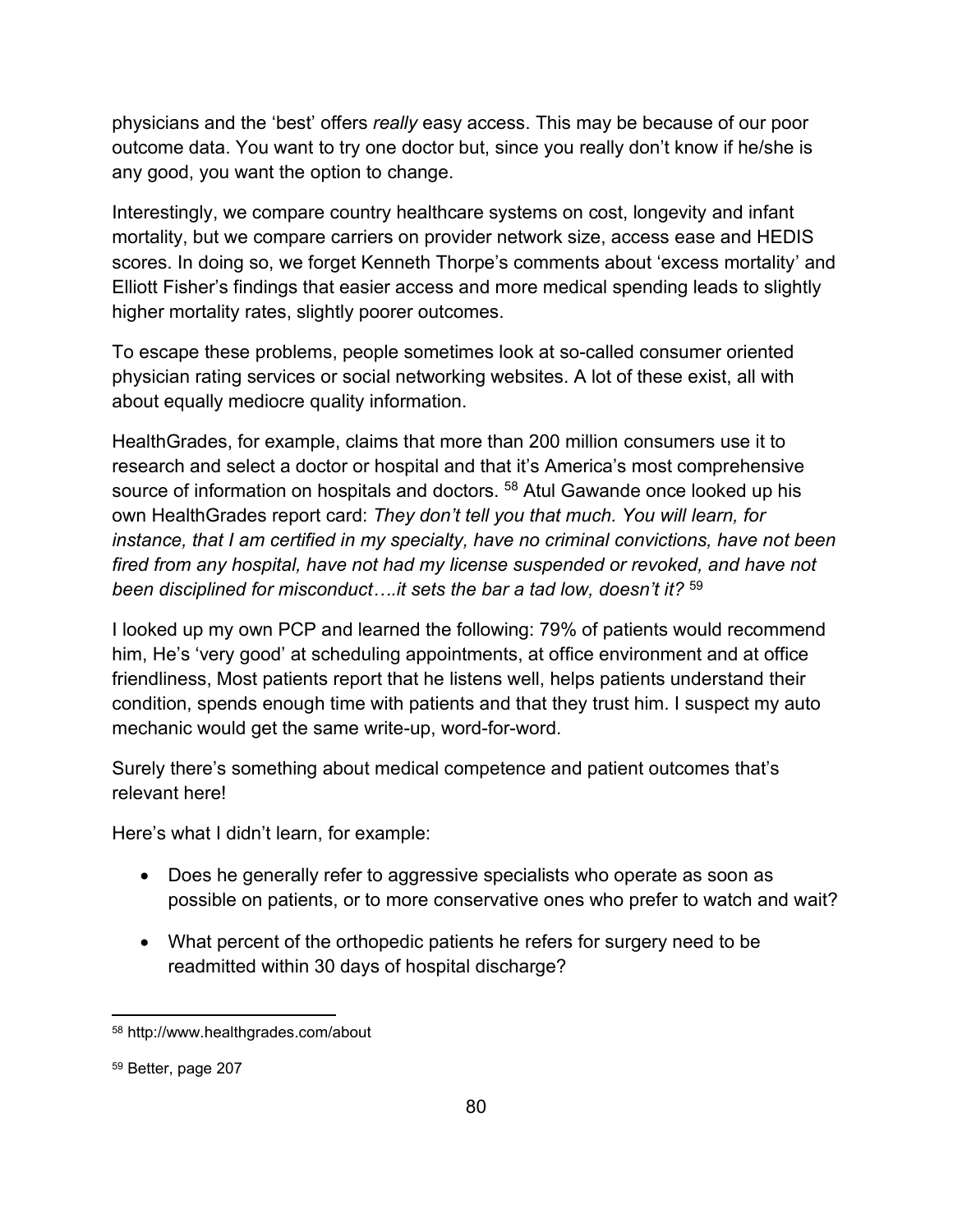physicians and the 'best' offers *really* easy access. This may be because of our poor outcome data. You want to try one doctor but, since you really don't know if he/she is any good, you want the option to change.

Interestingly, we compare country healthcare systems on cost, longevity and infant mortality, but we compare carriers on provider network size, access ease and HEDIS scores. In doing so, we forget Kenneth Thorpe's comments about 'excess mortality' and Elliott Fisher's findings that easier access and more medical spending leads to slightly higher mortality rates, slightly poorer outcomes.

To escape these problems, people sometimes look at so-called consumer oriented physician rating services or social networking websites. A lot of these exist, all with about equally mediocre quality information.

HealthGrades, for example, claims that more than 200 million consumers use it to research and select a doctor or hospital and that it's America's most comprehensive source of information on hospitals and doctors. [58] Atul Gawande once looked up his own HealthGrades report card: *They don't tell you that much. You will learn, for instance, that I am certified in my specialty, have no criminal convictions, have not been fired from any hospital, have not had my license suspended or revoked, and have not been disciplined for misconduct….it sets the bar a tad low, doesn't it?* [59]

I looked up my own PCP and learned the following: 79% of patients would recommend him, He's 'very good' at scheduling appointments, at office environment and at office friendliness, Most patients report that he listens well, helps patients understand their condition, spends enough time with patients and that they trust him. I suspect my auto mechanic would get the same write-up, word-for-word.

Surely there's something about medical competence and patient outcomes that's relevant here!

Here's what I didn't learn, for example:

- Does he generally refer to aggressive specialists who operate as soon as possible on patients, or to more conservative ones who prefer to watch and wait?
- What percent of the orthopedic patients he refers for surgery need to be readmitted within 30 days of hospital discharge?

---

[58] http://www.healthgrades.com/about

[59] Better, page 207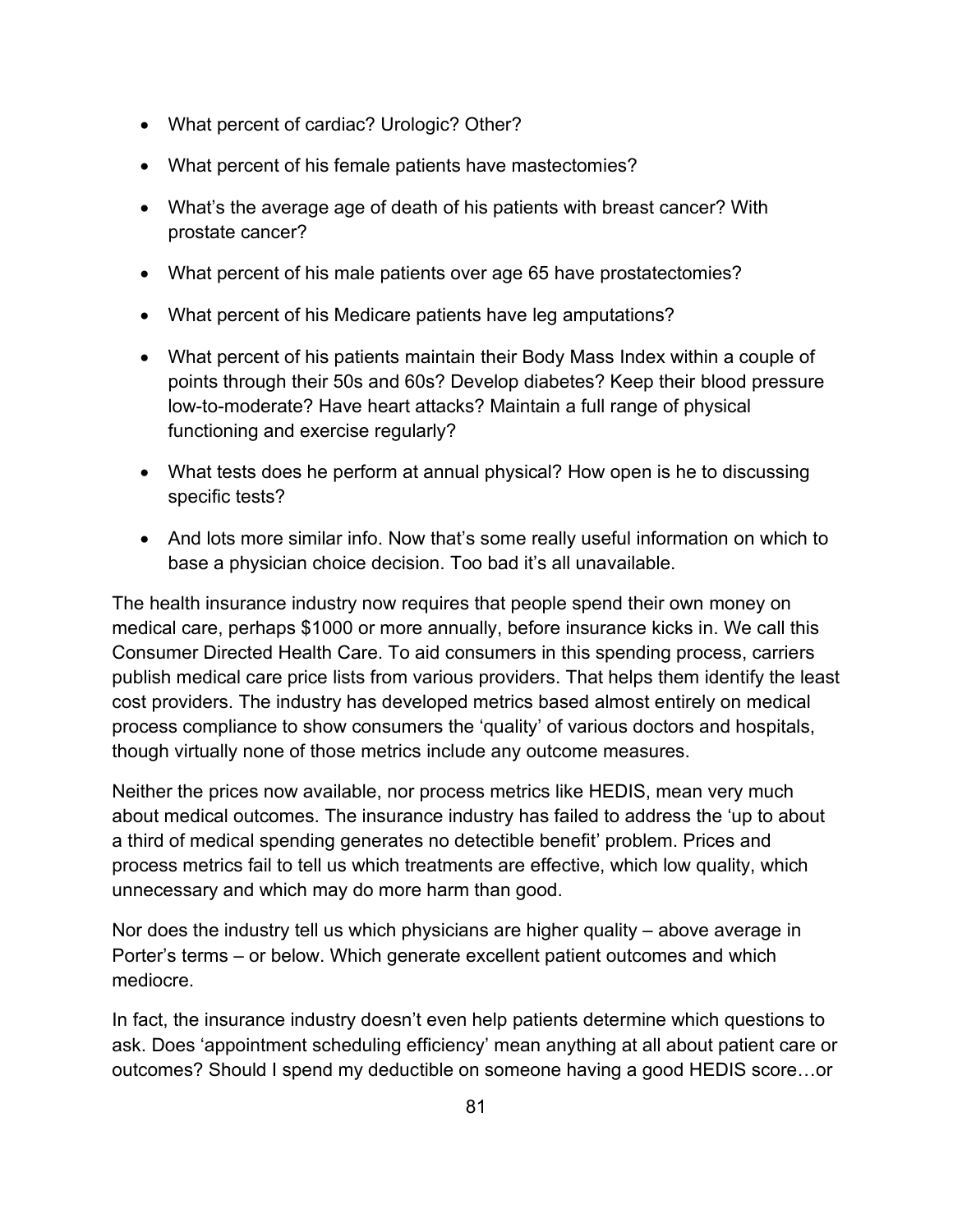- What percent of cardiac? Urologic? Other?
- What percent of his female patients have mastectomies?
- What's the average age of death of his patients with breast cancer? With prostate cancer?
- What percent of his male patients over age 65 have prostatectomies?
- What percent of his Medicare patients have leg amputations?
- What percent of his patients maintain their Body Mass Index within a couple of points through their 50s and 60s? Develop diabetes? Keep their blood pressure low-to-moderate? Have heart attacks? Maintain a full range of physical functioning and exercise regularly?
- What tests does he perform at annual physical? How open is he to discussing specific tests?
- And lots more similar info. Now that's some really useful information on which to base a physician choice decision. Too bad it's all unavailable.

The health insurance industry now requires that people spend their own money on medical care, perhaps $1000 or more annually, before insurance kicks in. We call this Consumer Directed Health Care. To aid consumers in this spending process, carriers publish medical care price lists from various providers. That helps them identify the least cost providers. The industry has developed metrics based almost entirely on medical process compliance to show consumers the 'quality' of various doctors and hospitals, though virtually none of those metrics include any outcome measures.

Neither the prices now available, nor process metrics like HEDIS, mean very much about medical outcomes. The insurance industry has failed to address the 'up to about a third of medical spending generates no detectible benefit' problem. Prices and process metrics fail to tell us which treatments are effective, which low quality, which unnecessary and which may do more harm than good.

Nor does the industry tell us which physicians are higher quality – above average in Porter's terms – or below. Which generate excellent patient outcomes and which mediocre.

In fact, the insurance industry doesn't even help patients determine which questions to ask. Does 'appointment scheduling efficiency' mean anything at all about patient care or outcomes? Should I spend my deductible on someone having a good HEDIS score…or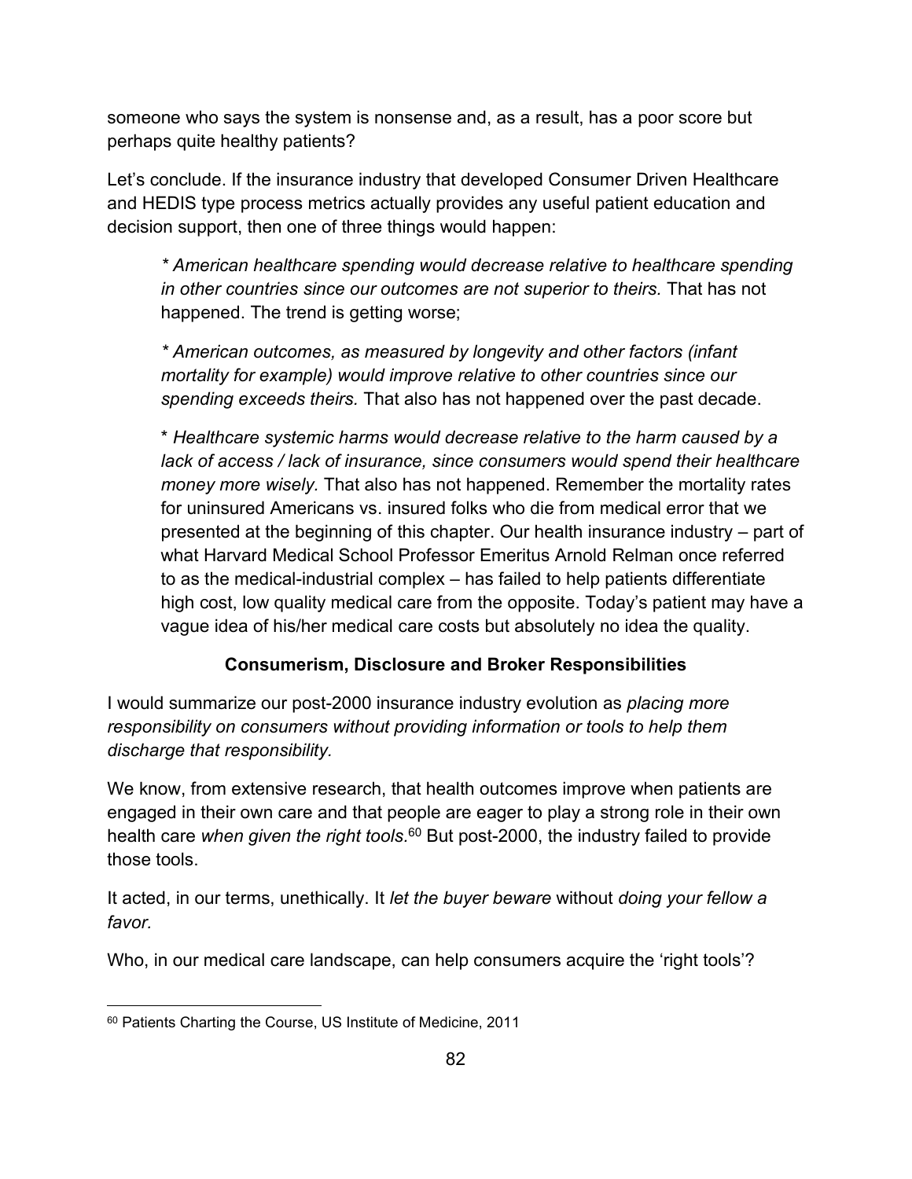someone who says the system is nonsense and, as a result, has a poor score but perhaps quite healthy patients?

Let's conclude. If the insurance industry that developed Consumer Driven Healthcare and HEDIS type process metrics actually provides any useful patient education and decision support, then one of three things would happen:

> *\* American healthcare spending would decrease relative to healthcare spending in other countries since our outcomes are not superior to theirs.* That has not happened. The trend is getting worse;
>
> *\* American outcomes, as measured by longevity and other factors (infant mortality for example) would improve relative to other countries since our spending exceeds theirs.* That also has not happened over the past decade.
>
> \* *Healthcare systemic harms would decrease relative to the harm caused by a lack of access / lack of insurance, since consumers would spend their healthcare money more wisely.* That also has not happened. Remember the mortality rates for uninsured Americans vs. insured folks who die from medical error that we presented at the beginning of this chapter. Our health insurance industry – part of what Harvard Medical School Professor Emeritus Arnold Relman once referred to as the medical-industrial complex – has failed to help patients differentiate high cost, low quality medical care from the opposite. Today's patient may have a vague idea of his/her medical care costs but absolutely no idea the quality.

### Consumerism, Disclosure and Broker Responsibilities

I would summarize our post-2000 insurance industry evolution as *placing more responsibility on consumers without providing information or tools to help them discharge that responsibility.*

We know, from extensive research, that health outcomes improve when patients are engaged in their own care and that people are eager to play a strong role in their own health care *when given the right tools.*[60] But post-2000, the industry failed to provide those tools.

It acted, in our terms, unethically. It *let the buyer beware* without *doing your fellow a favor.*

Who, in our medical care landscape, can help consumers acquire the 'right tools'?

---

[60] Patients Charting the Course, US Institute of Medicine, 2011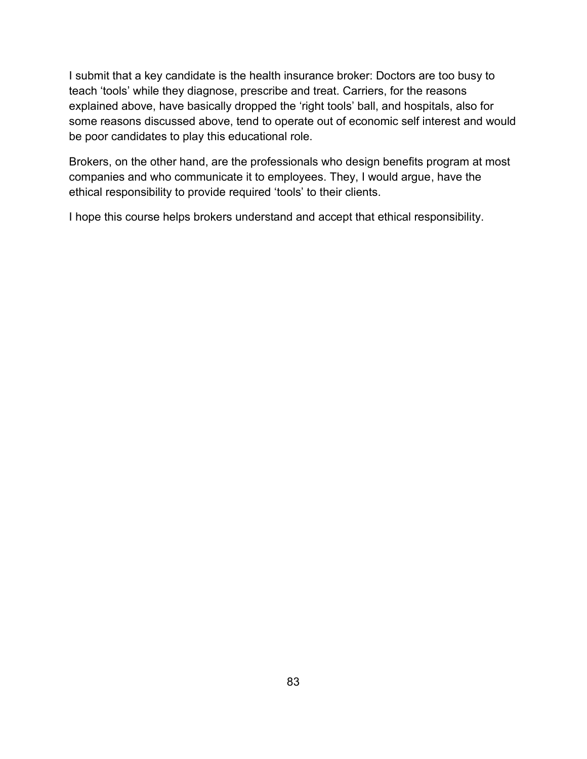I submit that a key candidate is the health insurance broker: Doctors are too busy to teach ‘tools’ while they diagnose, prescribe and treat. Carriers, for the reasons explained above, have basically dropped the ‘right tools’ ball, and hospitals, also for some reasons discussed above, tend to operate out of economic self interest and would be poor candidates to play this educational role.

Brokers, on the other hand, are the professionals who design benefits program at most companies and who communicate it to employees. They, I would argue, have the ethical responsibility to provide required ‘tools’ to their clients.

I hope this course helps brokers understand and accept that ethical responsibility.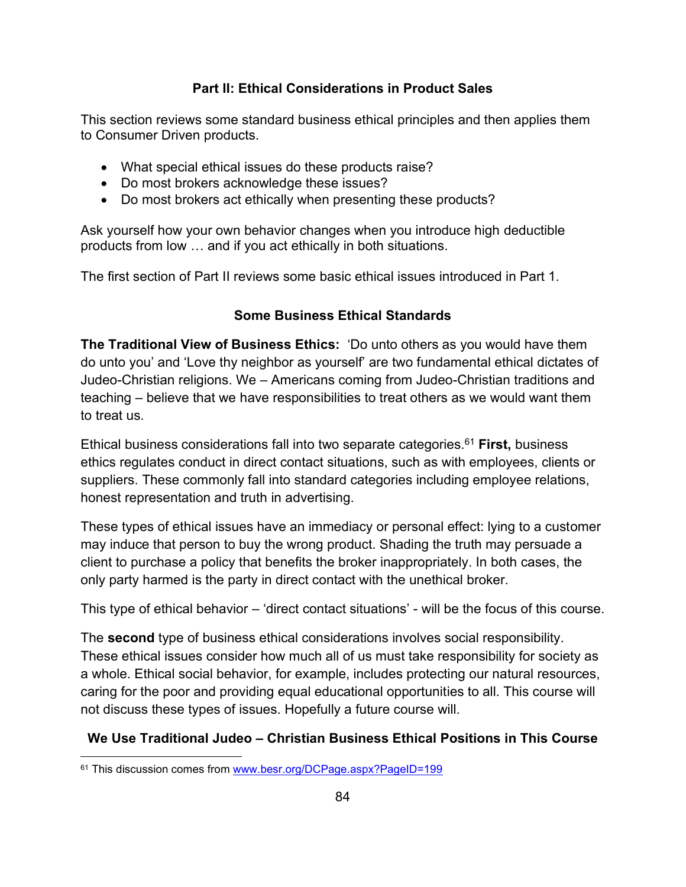## Part II: Ethical Considerations in Product Sales

This section reviews some standard business ethical principles and then applies them to Consumer Driven products.

- What special ethical issues do these products raise?
- Do most brokers acknowledge these issues?
- Do most brokers act ethically when presenting these products?

Ask yourself how your own behavior changes when you introduce high deductible products from low … and if you act ethically in both situations.

The first section of Part II reviews some basic ethical issues introduced in Part 1.

### Some Business Ethical Standards

**The Traditional View of Business Ethics:** 'Do unto others as you would have them do unto you' and 'Love thy neighbor as yourself' are two fundamental ethical dictates of Judeo-Christian religions. We – Americans coming from Judeo-Christian traditions and teaching – believe that we have responsibilities to treat others as we would want them to treat us.

Ethical business considerations fall into two separate categories.[61] **First,** business ethics regulates conduct in direct contact situations, such as with employees, clients or suppliers. These commonly fall into standard categories including employee relations, honest representation and truth in advertising.

These types of ethical issues have an immediacy or personal effect: lying to a customer may induce that person to buy the wrong product. Shading the truth may persuade a client to purchase a policy that benefits the broker inappropriately. In both cases, the only party harmed is the party in direct contact with the unethical broker.

This type of ethical behavior – 'direct contact situations' - will be the focus of this course.

The **second** type of business ethical considerations involves social responsibility. These ethical issues consider how much all of us must take responsibility for society as a whole. Ethical social behavior, for example, includes protecting our natural resources, caring for the poor and providing equal educational opportunities to all. This course will not discuss these types of issues. Hopefully a future course will.

### We Use Traditional Judeo – Christian Business Ethical Positions in This Course

[61] This discussion comes from www.besr.org/DCPage.aspx?PageID=199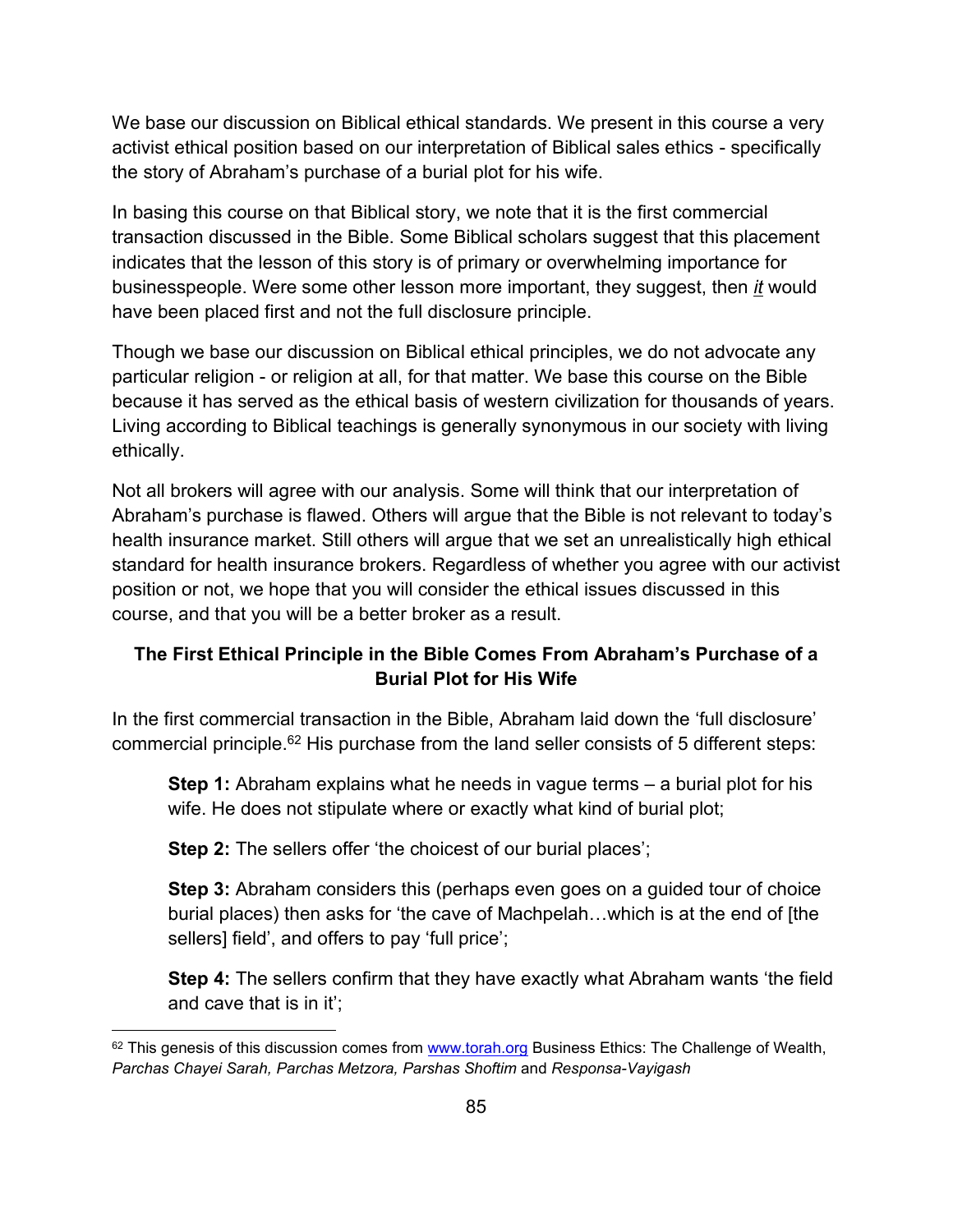We base our discussion on Biblical ethical standards. We present in this course a very activist ethical position based on our interpretation of Biblical sales ethics - specifically the story of Abraham's purchase of a burial plot for his wife.

In basing this course on that Biblical story, we note that it is the first commercial transaction discussed in the Bible. Some Biblical scholars suggest that this placement indicates that the lesson of this story is of primary or overwhelming importance for businesspeople. Were some other lesson more important, they suggest, then <u>*it*</u> would have been placed first and not the full disclosure principle.

Though we base our discussion on Biblical ethical principles, we do not advocate any particular religion - or religion at all, for that matter. We base this course on the Bible because it has served as the ethical basis of western civilization for thousands of years. Living according to Biblical teachings is generally synonymous in our society with living ethically.

Not all brokers will agree with our analysis. Some will think that our interpretation of Abraham's purchase is flawed. Others will argue that the Bible is not relevant to today's health insurance market. Still others will argue that we set an unrealistically high ethical standard for health insurance brokers. Regardless of whether you agree with our activist position or not, we hope that you will consider the ethical issues discussed in this course, and that you will be a better broker as a result.

### The First Ethical Principle in the Bible Comes From Abraham's Purchase of a Burial Plot for His Wife

In the first commercial transaction in the Bible, Abraham laid down the 'full disclosure' commercial principle.[62] His purchase from the land seller consists of 5 different steps:

> **Step 1:** Abraham explains what he needs in vague terms – a burial plot for his wife. He does not stipulate where or exactly what kind of burial plot;
>
> **Step 2:** The sellers offer 'the choicest of our burial places';
>
> **Step 3:** Abraham considers this (perhaps even goes on a guided tour of choice burial places) then asks for 'the cave of Machpelah…which is at the end of [the sellers] field', and offers to pay 'full price';
>
> **Step 4:** The sellers confirm that they have exactly what Abraham wants 'the field and cave that is in it';

---

[62] This genesis of this discussion comes from www.torah.org Business Ethics: The Challenge of Wealth, *Parchas Chayei Sarah, Parchas Metzora, Parshas Shoftim* and *Responsa-Vayigash*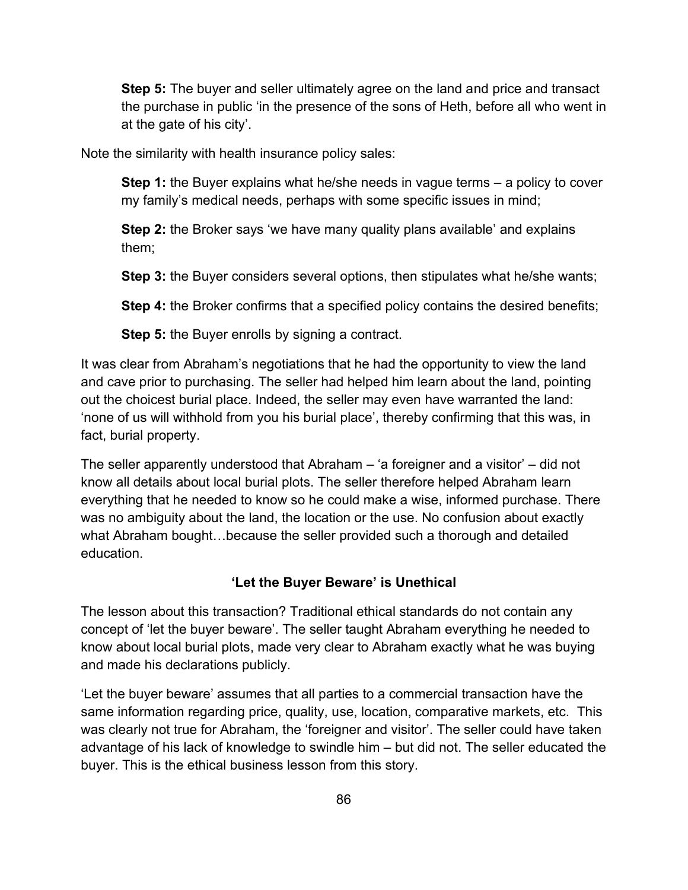**Step 5:** The buyer and seller ultimately agree on the land and price and transact the purchase in public 'in the presence of the sons of Heth, before all who went in at the gate of his city'.

Note the similarity with health insurance policy sales:

**Step 1:** the Buyer explains what he/she needs in vague terms – a policy to cover my family's medical needs, perhaps with some specific issues in mind;

**Step 2:** the Broker says 'we have many quality plans available' and explains them;

**Step 3:** the Buyer considers several options, then stipulates what he/she wants;

**Step 4:** the Broker confirms that a specified policy contains the desired benefits;

**Step 5:** the Buyer enrolls by signing a contract.

It was clear from Abraham's negotiations that he had the opportunity to view the land and cave prior to purchasing. The seller had helped him learn about the land, pointing out the choicest burial place. Indeed, the seller may even have warranted the land: 'none of us will withhold from you his burial place', thereby confirming that this was, in fact, burial property.

The seller apparently understood that Abraham – 'a foreigner and a visitor' – did not know all details about local burial plots. The seller therefore helped Abraham learn everything that he needed to know so he could make a wise, informed purchase. There was no ambiguity about the land, the location or the use. No confusion about exactly what Abraham bought…because the seller provided such a thorough and detailed education.

### 'Let the Buyer Beware' is Unethical

The lesson about this transaction? Traditional ethical standards do not contain any concept of 'let the buyer beware'. The seller taught Abraham everything he needed to know about local burial plots, made very clear to Abraham exactly what he was buying and made his declarations publicly.

'Let the buyer beware' assumes that all parties to a commercial transaction have the same information regarding price, quality, use, location, comparative markets, etc. This was clearly not true for Abraham, the 'foreigner and visitor'. The seller could have taken advantage of his lack of knowledge to swindle him – but did not. The seller educated the buyer. This is the ethical business lesson from this story.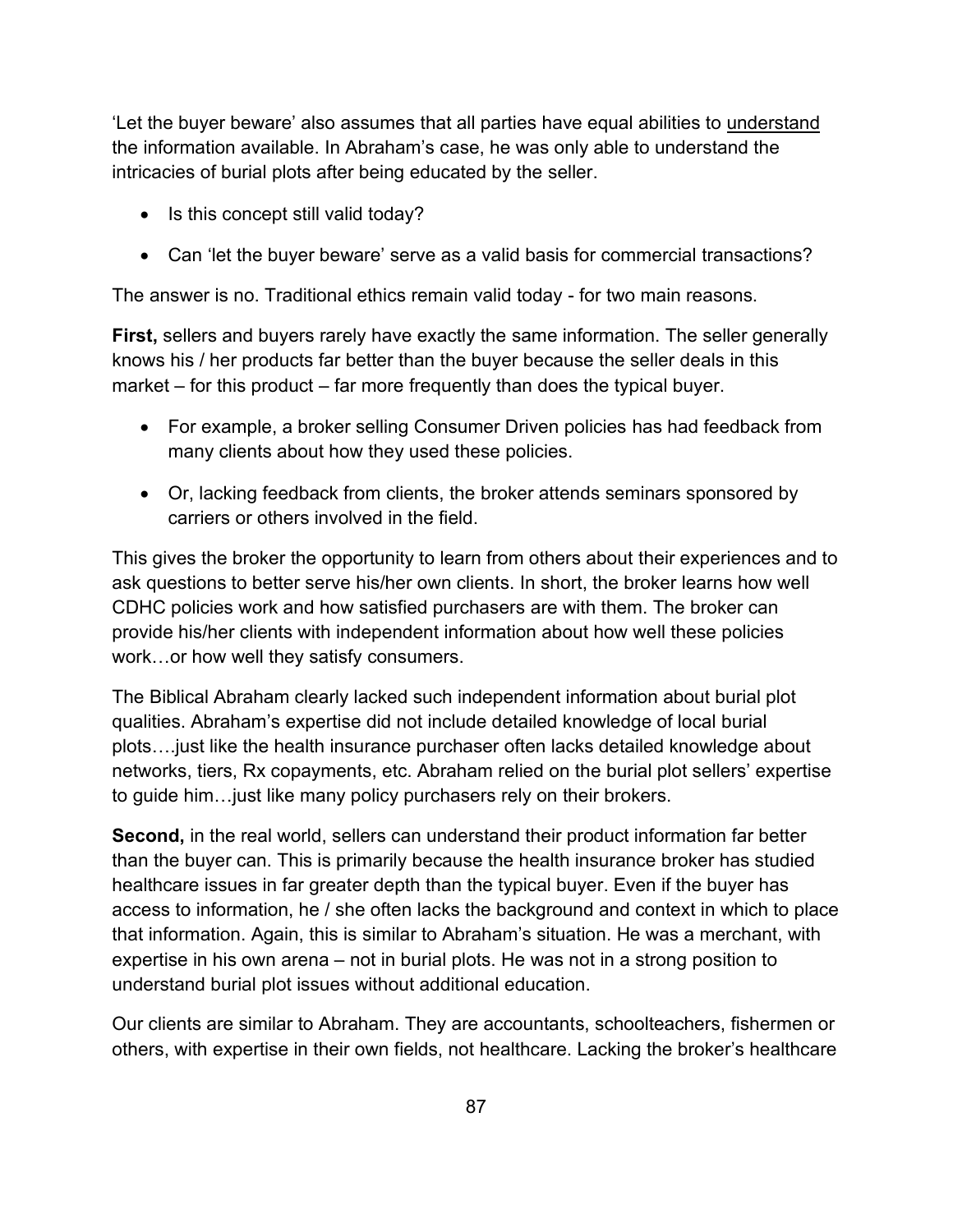'Let the buyer beware' also assumes that all parties have equal abilities to <u>understand</u> the information available. In Abraham's case, he was only able to understand the intricacies of burial plots after being educated by the seller.

- Is this concept still valid today?
- Can 'let the buyer beware' serve as a valid basis for commercial transactions?

The answer is no. Traditional ethics remain valid today - for two main reasons.

**First,** sellers and buyers rarely have exactly the same information. The seller generally knows his / her products far better than the buyer because the seller deals in this market – for this product – far more frequently than does the typical buyer.

- For example, a broker selling Consumer Driven policies has had feedback from many clients about how they used these policies.
- Or, lacking feedback from clients, the broker attends seminars sponsored by carriers or others involved in the field.

This gives the broker the opportunity to learn from others about their experiences and to ask questions to better serve his/her own clients. In short, the broker learns how well CDHC policies work and how satisfied purchasers are with them. The broker can provide his/her clients with independent information about how well these policies work…or how well they satisfy consumers.

The Biblical Abraham clearly lacked such independent information about burial plot qualities. Abraham's expertise did not include detailed knowledge of local burial plots….just like the health insurance purchaser often lacks detailed knowledge about networks, tiers, Rx copayments, etc. Abraham relied on the burial plot sellers' expertise to guide him…just like many policy purchasers rely on their brokers.

**Second,** in the real world, sellers can understand their product information far better than the buyer can. This is primarily because the health insurance broker has studied healthcare issues in far greater depth than the typical buyer. Even if the buyer has access to information, he / she often lacks the background and context in which to place that information. Again, this is similar to Abraham's situation. He was a merchant, with expertise in his own arena – not in burial plots. He was not in a strong position to understand burial plot issues without additional education.

Our clients are similar to Abraham. They are accountants, schoolteachers, fishermen or others, with expertise in their own fields, not healthcare. Lacking the broker's healthcare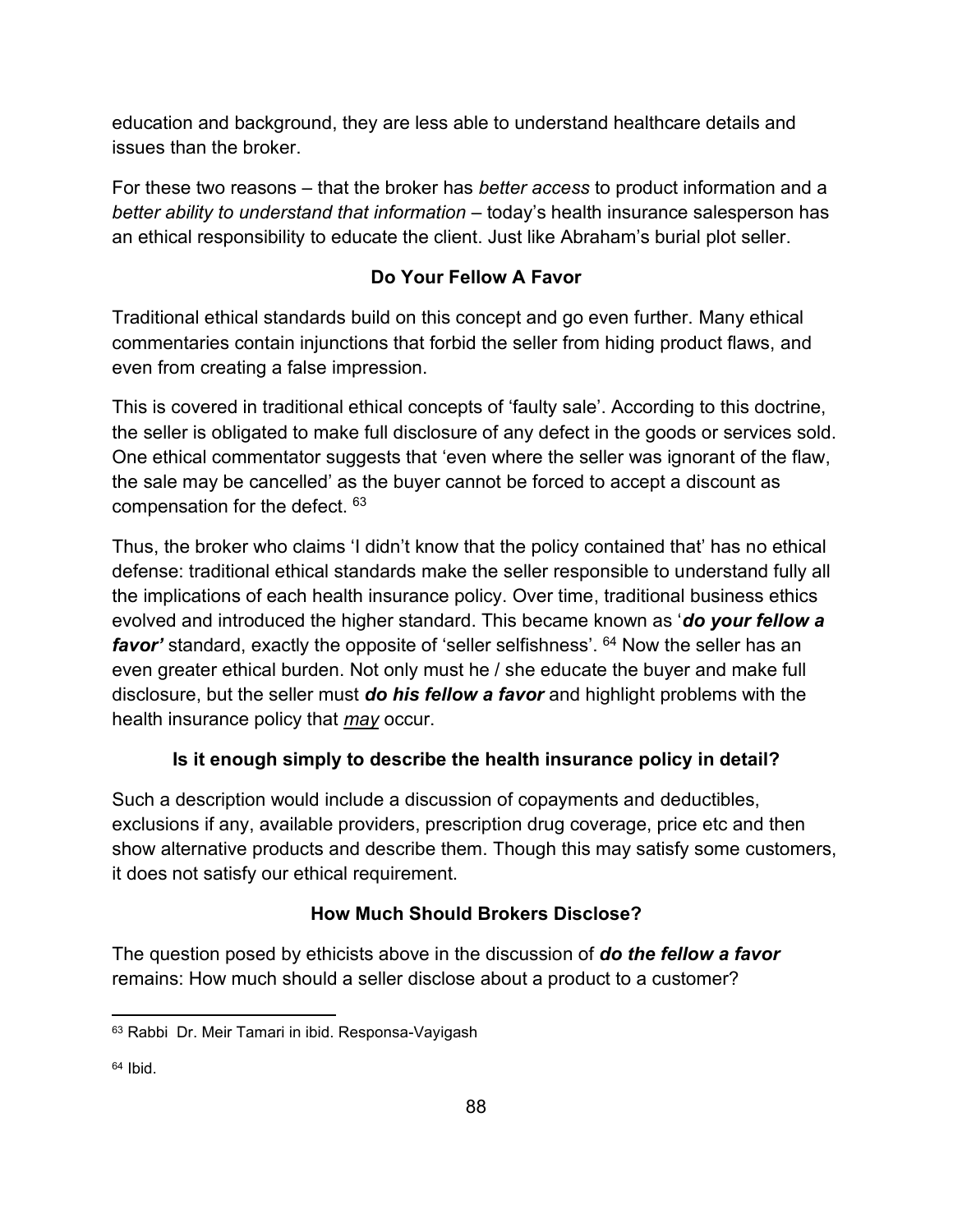education and background, they are less able to understand healthcare details and issues than the broker.

For these two reasons – that the broker has *better access* to product information and a *better ability to understand that information* – today's health insurance salesperson has an ethical responsibility to educate the client. Just like Abraham's burial plot seller.

## Do Your Fellow A Favor

Traditional ethical standards build on this concept and go even further. Many ethical commentaries contain injunctions that forbid the seller from hiding product flaws, and even from creating a false impression.

This is covered in traditional ethical concepts of 'faulty sale'. According to this doctrine, the seller is obligated to make full disclosure of any defect in the goods or services sold. One ethical commentator suggests that 'even where the seller was ignorant of the flaw, the sale may be cancelled' as the buyer cannot be forced to accept a discount as compensation for the defect. [63]

Thus, the broker who claims 'I didn't know that the policy contained that' has no ethical defense: traditional ethical standards make the seller responsible to understand fully all the implications of each health insurance policy. Over time, traditional business ethics evolved and introduced the higher standard. This became known as '***do your fellow a favor'*** standard, exactly the opposite of 'seller selfishness'. [64] Now the seller has an even greater ethical burden. Not only must he / she educate the buyer and make full disclosure, but the seller must ***do his fellow a favor*** and highlight problems with the health insurance policy that *<u>may</u>* occur.

## Is it enough simply to describe the health insurance policy in detail?

Such a description would include a discussion of copayments and deductibles, exclusions if any, available providers, prescription drug coverage, price etc and then show alternative products and describe them. Though this may satisfy some customers, it does not satisfy our ethical requirement.

## How Much Should Brokers Disclose?

The question posed by ethicists above in the discussion of ***do the fellow a favor*** remains: How much should a seller disclose about a product to a customer?

---

[63] Rabbi Dr. Meir Tamari in ibid. Responsa-Vayigash

[64] Ibid.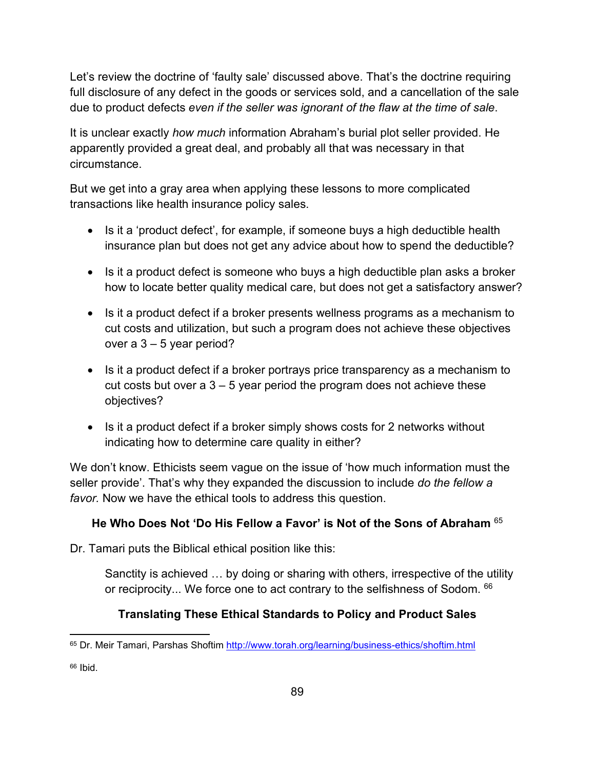Let's review the doctrine of 'faulty sale' discussed above. That's the doctrine requiring full disclosure of any defect in the goods or services sold, and a cancellation of the sale due to product defects *even if the seller was ignorant of the flaw at the time of sale*.

It is unclear exactly *how much* information Abraham's burial plot seller provided. He apparently provided a great deal, and probably all that was necessary in that circumstance.

But we get into a gray area when applying these lessons to more complicated transactions like health insurance policy sales.

- Is it a 'product defect', for example, if someone buys a high deductible health insurance plan but does not get any advice about how to spend the deductible?
- Is it a product defect is someone who buys a high deductible plan asks a broker how to locate better quality medical care, but does not get a satisfactory answer?
- Is it a product defect if a broker presents wellness programs as a mechanism to cut costs and utilization, but such a program does not achieve these objectives over a 3 – 5 year period?
- Is it a product defect if a broker portrays price transparency as a mechanism to cut costs but over a 3 – 5 year period the program does not achieve these objectives?
- Is it a product defect if a broker simply shows costs for 2 networks without indicating how to determine care quality in either?

We don't know. Ethicists seem vague on the issue of 'how much information must the seller provide'. That's why they expanded the discussion to include *do the fellow a favor.* Now we have the ethical tools to address this question.

### He Who Does Not 'Do His Fellow a Favor' is Not of the Sons of Abraham [65]

Dr. Tamari puts the Biblical ethical position like this:

> Sanctity is achieved … by doing or sharing with others, irrespective of the utility or reciprocity... We force one to act contrary to the selfishness of Sodom. [66]

### Translating These Ethical Standards to Policy and Product Sales

---

[65] Dr. Meir Tamari, Parshas Shoftim http://www.torah.org/learning/business-ethics/shoftim.html

[66] Ibid.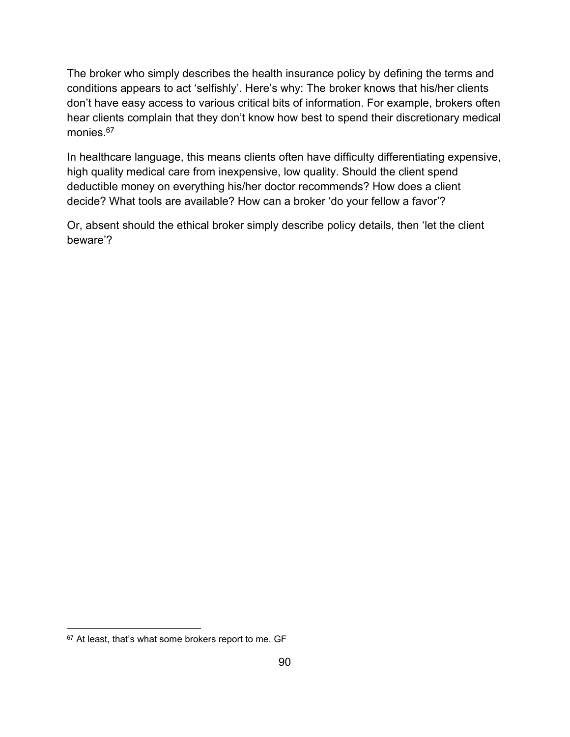The broker who simply describes the health insurance policy by defining the terms and conditions appears to act 'selfishly'. Here's why: The broker knows that his/her clients don't have easy access to various critical bits of information. For example, brokers often hear clients complain that they don't know how best to spend their discretionary medical monies.[67]

In healthcare language, this means clients often have difficulty differentiating expensive, high quality medical care from inexpensive, low quality. Should the client spend deductible money on everything his/her doctor recommends? How does a client decide? What tools are available? How can a broker 'do your fellow a favor'?

Or, absent should the ethical broker simply describe policy details, then 'let the client beware'?

---

[67] At least, that's what some brokers report to me. GF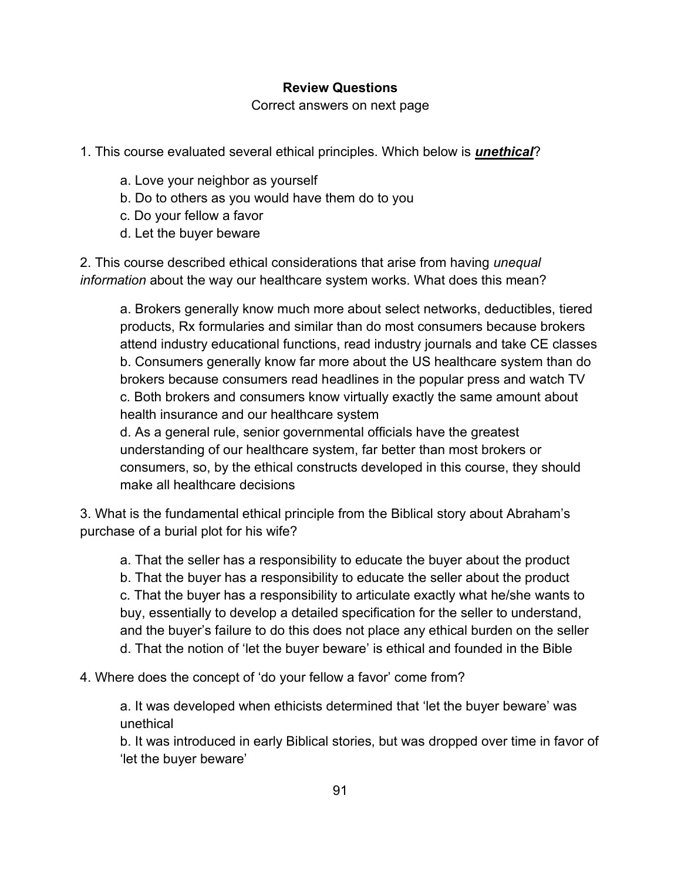**Review Questions**

Correct answers on next page

1. This course evaluated several ethical principles. Which below is ***unethical***?

    a. Love your neighbor as yourself
    b. Do to others as you would have them do to you
    c. Do your fellow a favor
    d. Let the buyer beware

2. This course described ethical considerations that arise from having *unequal information* about the way our healthcare system works. What does this mean?

    a. Brokers generally know much more about select networks, deductibles, tiered products, Rx formularies and similar than do most consumers because brokers attend industry educational functions, read industry journals and take CE classes
    b. Consumers generally know far more about the US healthcare system than do brokers because consumers read headlines in the popular press and watch TV
    c. Both brokers and consumers know virtually exactly the same amount about health insurance and our healthcare system
    d. As a general rule, senior governmental officials have the greatest understanding of our healthcare system, far better than most brokers or consumers, so, by the ethical constructs developed in this course, they should make all healthcare decisions

3. What is the fundamental ethical principle from the Biblical story about Abraham's purchase of a burial plot for his wife?

    a. That the seller has a responsibility to educate the buyer about the product
    b. That the buyer has a responsibility to educate the seller about the product
    c. That the buyer has a responsibility to articulate exactly what he/she wants to buy, essentially to develop a detailed specification for the seller to understand, and the buyer's failure to do this does not place any ethical burden on the seller
    d. That the notion of 'let the buyer beware' is ethical and founded in the Bible

4. Where does the concept of 'do your fellow a favor' come from?

    a. It was developed when ethicists determined that 'let the buyer beware' was unethical
    b. It was introduced in early Biblical stories, but was dropped over time in favor of 'let the buyer beware'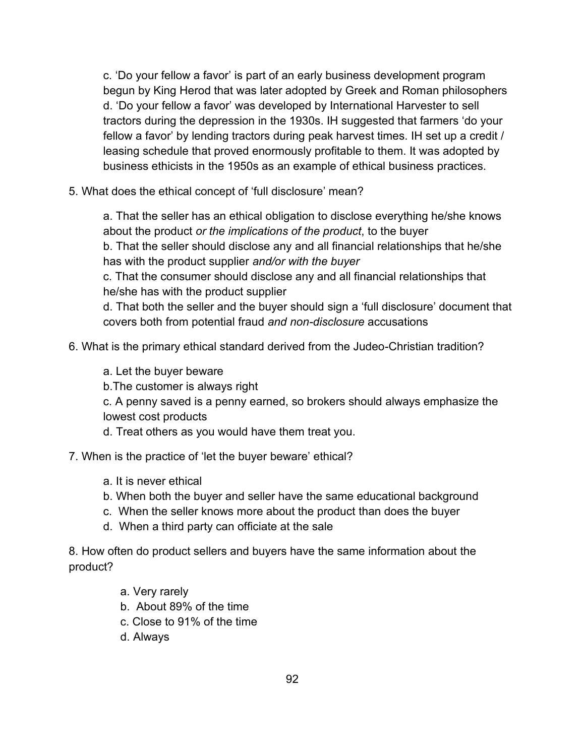c. 'Do your fellow a favor' is part of an early business development program begun by King Herod that was later adopted by Greek and Roman philosophers
d. 'Do your fellow a favor' was developed by International Harvester to sell tractors during the depression in the 1930s. IH suggested that farmers 'do your fellow a favor' by lending tractors during peak harvest times. IH set up a credit / leasing schedule that proved enormously profitable to them. It was adopted by business ethicists in the 1950s as an example of ethical business practices.

5. What does the ethical concept of 'full disclosure' mean?

a. That the seller has an ethical obligation to disclose everything he/she knows about the product *or the implications of the product*, to the buyer
b. That the seller should disclose any and all financial relationships that he/she has with the product supplier *and/or with the buyer*
c. That the consumer should disclose any and all financial relationships that he/she has with the product supplier
d. That both the seller and the buyer should sign a 'full disclosure' document that covers both from potential fraud *and non-disclosure* accusations

6. What is the primary ethical standard derived from the Judeo-Christian tradition?

a. Let the buyer beware
b.The customer is always right
c. A penny saved is a penny earned, so brokers should always emphasize the lowest cost products
d. Treat others as you would have them treat you.

7. When is the practice of 'let the buyer beware' ethical?

a. It is never ethical
b. When both the buyer and seller have the same educational background
c. When the seller knows more about the product than does the buyer
d. When a third party can officiate at the sale

8. How often do product sellers and buyers have the same information about the product?

a. Very rarely
b. About 89% of the time
c. Close to 91% of the time
d. Always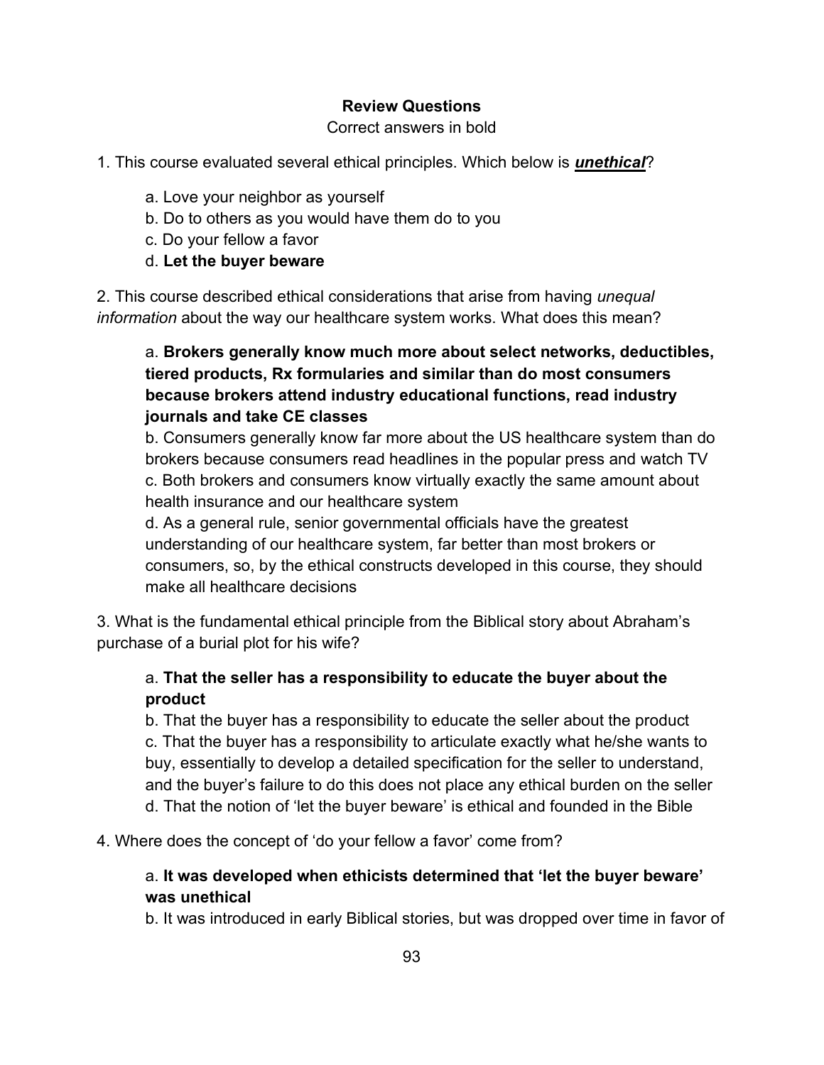**Review Questions**

Correct answers in bold

1. This course evaluated several ethical principles. Which below is ***unethical***?

    a. Love your neighbor as yourself
    b. Do to others as you would have them do to you
    c. Do your fellow a favor
    d. **Let the buyer beware**

2. This course described ethical considerations that arise from having *unequal information* about the way our healthcare system works. What does this mean?

    a. **Brokers generally know much more about select networks, deductibles, tiered products, Rx formularies and similar than do most consumers because brokers attend industry educational functions, read industry journals and take CE classes**
    b. Consumers generally know far more about the US healthcare system than do brokers because consumers read headlines in the popular press and watch TV
    c. Both brokers and consumers know virtually exactly the same amount about health insurance and our healthcare system
    d. As a general rule, senior governmental officials have the greatest understanding of our healthcare system, far better than most brokers or consumers, so, by the ethical constructs developed in this course, they should make all healthcare decisions

3. What is the fundamental ethical principle from the Biblical story about Abraham's purchase of a burial plot for his wife?

    a. **That the seller has a responsibility to educate the buyer about the product**
    b. That the buyer has a responsibility to educate the seller about the product
    c. That the buyer has a responsibility to articulate exactly what he/she wants to buy, essentially to develop a detailed specification for the seller to understand, and the buyer's failure to do this does not place any ethical burden on the seller
    d. That the notion of 'let the buyer beware' is ethical and founded in the Bible

4. Where does the concept of 'do your fellow a favor' come from?

    a. **It was developed when ethicists determined that 'let the buyer beware' was unethical**
    b. It was introduced in early Biblical stories, but was dropped over time in favor of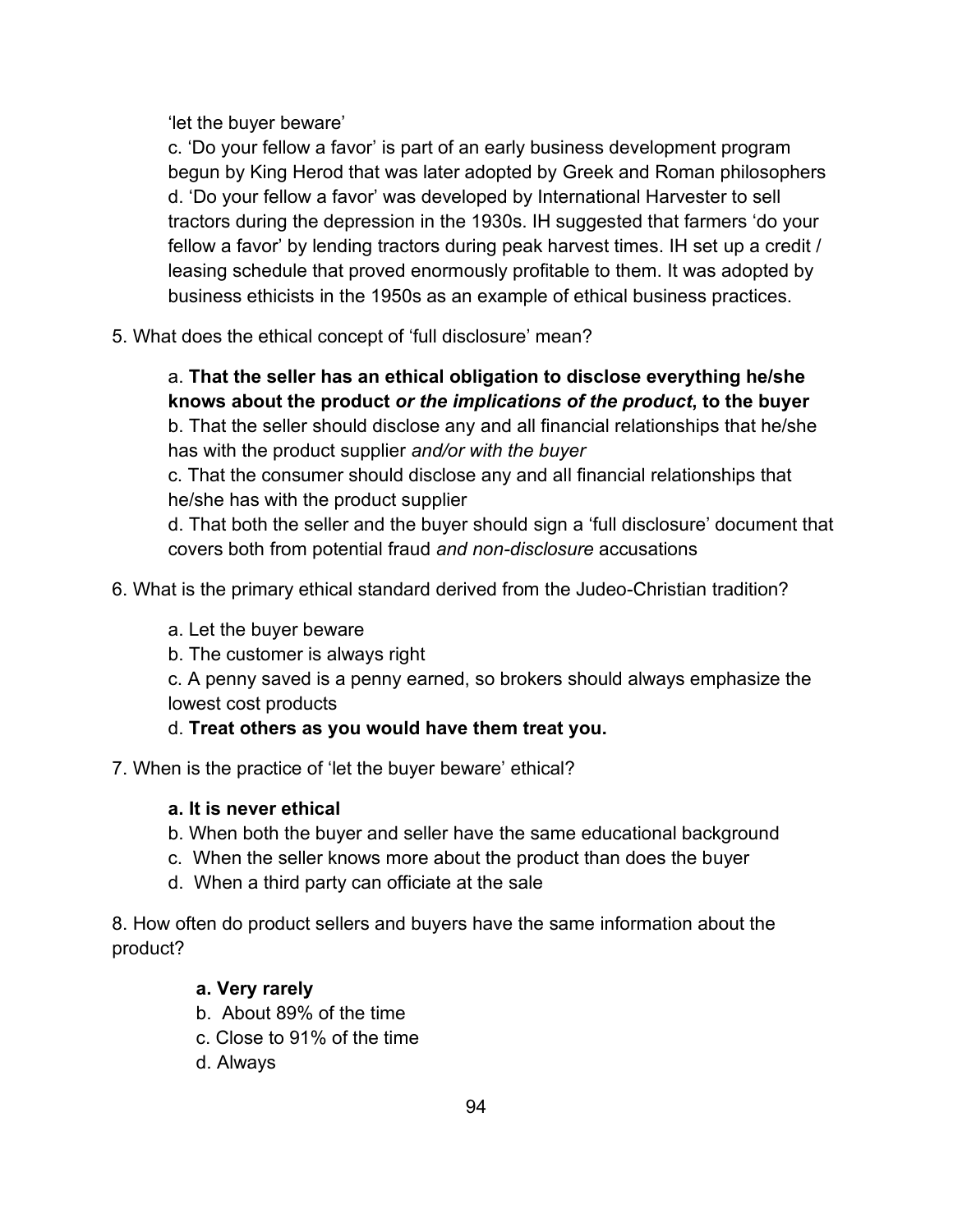'let the buyer beware'

c. 'Do your fellow a favor' is part of an early business development program begun by King Herod that was later adopted by Greek and Roman philosophers

d. 'Do your fellow a favor' was developed by International Harvester to sell tractors during the depression in the 1930s. IH suggested that farmers 'do your fellow a favor' by lending tractors during peak harvest times. IH set up a credit / leasing schedule that proved enormously profitable to them. It was adopted by business ethicists in the 1950s as an example of ethical business practices.

5. What does the ethical concept of 'full disclosure' mean?

   a. **That the seller has an ethical obligation to disclose everything he/she knows about the product *or the implications of the product*, to the buyer**

   b. That the seller should disclose any and all financial relationships that he/she has with the product supplier *and/or with the buyer*

   c. That the consumer should disclose any and all financial relationships that he/she has with the product supplier

   d. That both the seller and the buyer should sign a 'full disclosure' document that covers both from potential fraud *and non-disclosure* accusations

6. What is the primary ethical standard derived from the Judeo-Christian tradition?

   a. Let the buyer beware

   b. The customer is always right

   c. A penny saved is a penny earned, so brokers should always emphasize the lowest cost products

   d. **Treat others as you would have them treat you.**

7. When is the practice of 'let the buyer beware' ethical?

   **a. It is never ethical**

   b. When both the buyer and seller have the same educational background

   c. When the seller knows more about the product than does the buyer

   d. When a third party can officiate at the sale

8. How often do product sellers and buyers have the same information about the product?

   **a. Very rarely**

   b. About 89% of the time

   c. Close to 91% of the time

   d. Always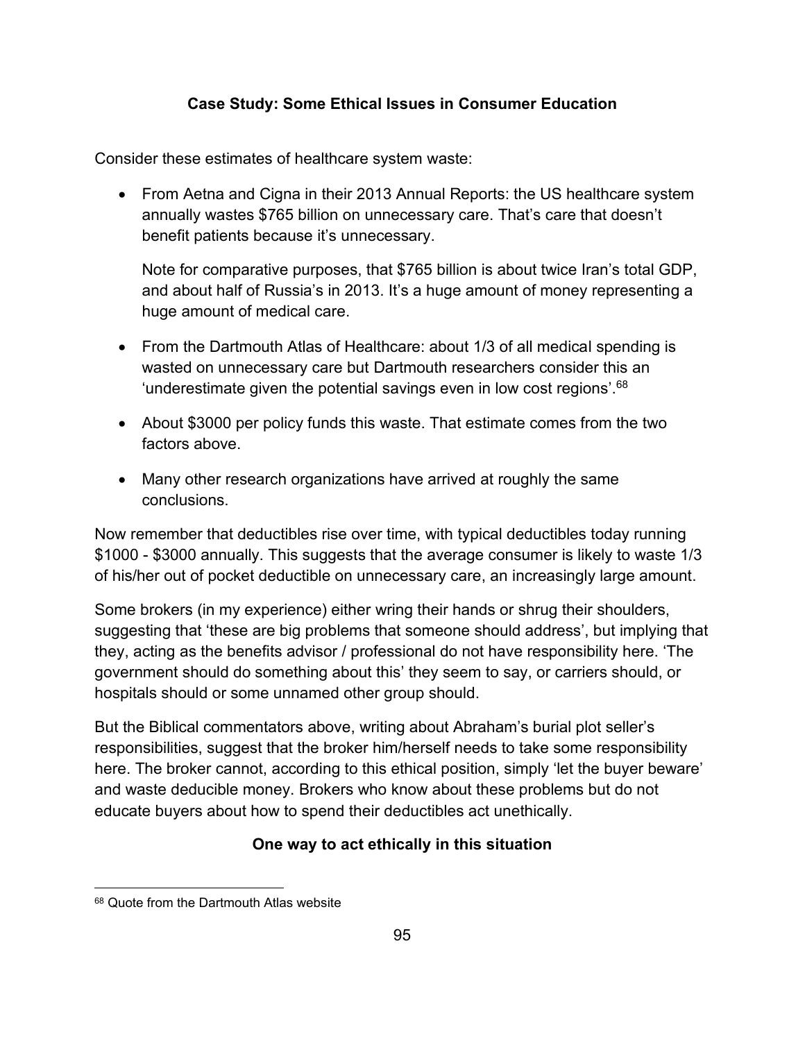**Case Study: Some Ethical Issues in Consumer Education**

Consider these estimates of healthcare system waste:

- From Aetna and Cigna in their 2013 Annual Reports: the US healthcare system annually wastes $765 billion on unnecessary care. That's care that doesn't benefit patients because it's unnecessary.

  Note for comparative purposes, that $765 billion is about twice Iran's total GDP, and about half of Russia's in 2013. It's a huge amount of money representing a huge amount of medical care.

- From the Dartmouth Atlas of Healthcare: about 1/3 of all medical spending is wasted on unnecessary care but Dartmouth researchers consider this an 'underestimate given the potential savings even in low cost regions'.[68]

- About $3000 per policy funds this waste. That estimate comes from the two factors above.

- Many other research organizations have arrived at roughly the same conclusions.

Now remember that deductibles rise over time, with typical deductibles today running $1000 - $3000 annually. This suggests that the average consumer is likely to waste 1/3 of his/her out of pocket deductible on unnecessary care, an increasingly large amount.

Some brokers (in my experience) either wring their hands or shrug their shoulders, suggesting that 'these are big problems that someone should address', but implying that they, acting as the benefits advisor / professional do not have responsibility here. 'The government should do something about this' they seem to say, or carriers should, or hospitals should or some unnamed other group should.

But the Biblical commentators above, writing about Abraham's burial plot seller's responsibilities, suggest that the broker him/herself needs to take some responsibility here. The broker cannot, according to this ethical position, simply 'let the buyer beware' and waste deducible money. Brokers who know about these problems but do not educate buyers about how to spend their deductibles act unethically.

**One way to act ethically in this situation**

[68] Quote from the Dartmouth Atlas website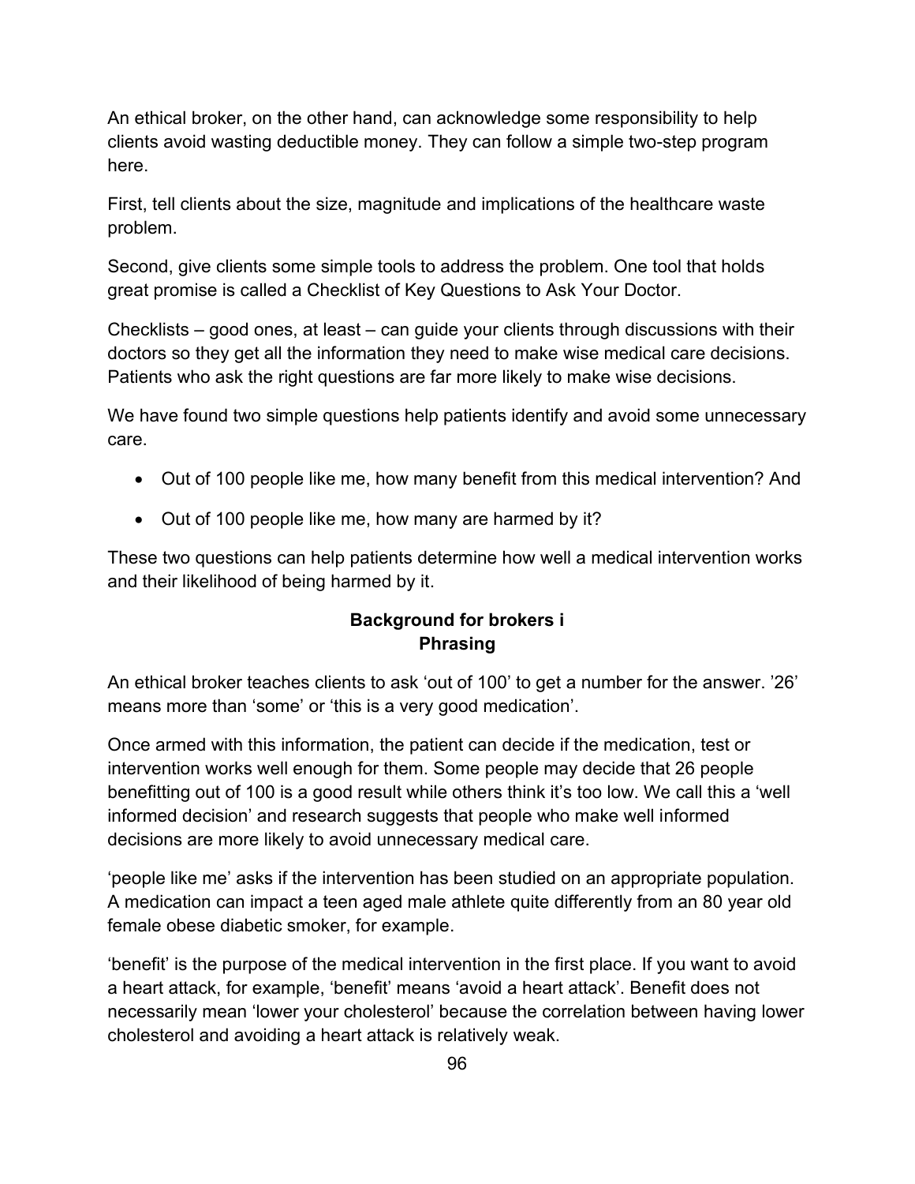An ethical broker, on the other hand, can acknowledge some responsibility to help clients avoid wasting deductible money. They can follow a simple two-step program here.

First, tell clients about the size, magnitude and implications of the healthcare waste problem.

Second, give clients some simple tools to address the problem. One tool that holds great promise is called a Checklist of Key Questions to Ask Your Doctor.

Checklists – good ones, at least – can guide your clients through discussions with their doctors so they get all the information they need to make wise medical care decisions. Patients who ask the right questions are far more likely to make wise decisions.

We have found two simple questions help patients identify and avoid some unnecessary care.

- Out of 100 people like me, how many benefit from this medical intervention? And
- Out of 100 people like me, how many are harmed by it?

These two questions can help patients determine how well a medical intervention works and their likelihood of being harmed by it.

**Background for brokers i**
**Phrasing**

An ethical broker teaches clients to ask 'out of 100' to get a number for the answer. '26' means more than 'some' or 'this is a very good medication'.

Once armed with this information, the patient can decide if the medication, test or intervention works well enough for them. Some people may decide that 26 people benefitting out of 100 is a good result while others think it's too low. We call this a 'well informed decision' and research suggests that people who make well informed decisions are more likely to avoid unnecessary medical care.

'people like me' asks if the intervention has been studied on an appropriate population. A medication can impact a teen aged male athlete quite differently from an 80 year old female obese diabetic smoker, for example.

'benefit' is the purpose of the medical intervention in the first place. If you want to avoid a heart attack, for example, 'benefit' means 'avoid a heart attack'. Benefit does not necessarily mean 'lower your cholesterol' because the correlation between having lower cholesterol and avoiding a heart attack is relatively weak.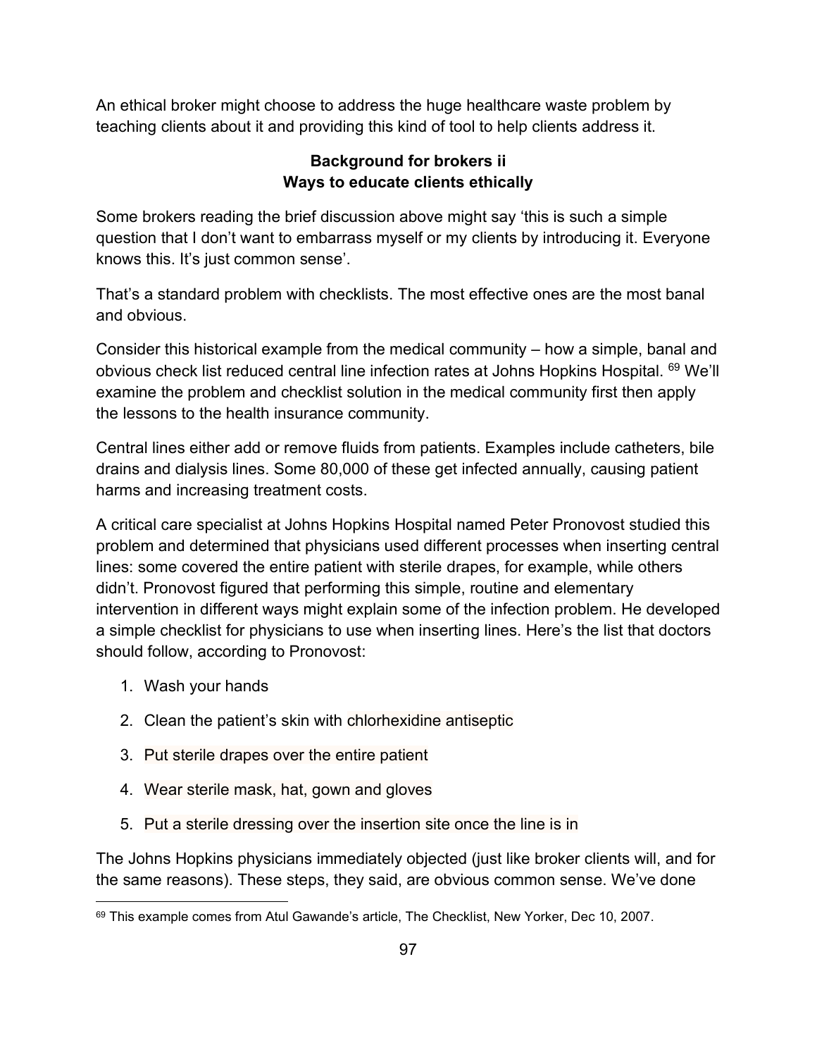An ethical broker might choose to address the huge healthcare waste problem by teaching clients about it and providing this kind of tool to help clients address it.

### Background for brokers ii
### Ways to educate clients ethically

Some brokers reading the brief discussion above might say 'this is such a simple question that I don't want to embarrass myself or my clients by introducing it. Everyone knows this. It's just common sense'.

That's a standard problem with checklists. The most effective ones are the most banal and obvious.

Consider this historical example from the medical community – how a simple, banal and obvious check list reduced central line infection rates at Johns Hopkins Hospital. [69] We'll examine the problem and checklist solution in the medical community first then apply the lessons to the health insurance community.

Central lines either add or remove fluids from patients. Examples include catheters, bile drains and dialysis lines. Some 80,000 of these get infected annually, causing patient harms and increasing treatment costs.

A critical care specialist at Johns Hopkins Hospital named Peter Pronovost studied this problem and determined that physicians used different processes when inserting central lines: some covered the entire patient with sterile drapes, for example, while others didn't. Pronovost figured that performing this simple, routine and elementary intervention in different ways might explain some of the infection problem. He developed a simple checklist for physicians to use when inserting lines. Here's the list that doctors should follow, according to Pronovost:

1. Wash your hands
2. Clean the patient's skin with chlorhexidine antiseptic
3. Put sterile drapes over the entire patient
4. Wear sterile mask, hat, gown and gloves
5. Put a sterile dressing over the insertion site once the line is in

The Johns Hopkins physicians immediately objected (just like broker clients will, and for the same reasons). These steps, they said, are obvious common sense. We've done

[69] This example comes from Atul Gawande's article, The Checklist, New Yorker, Dec 10, 2007.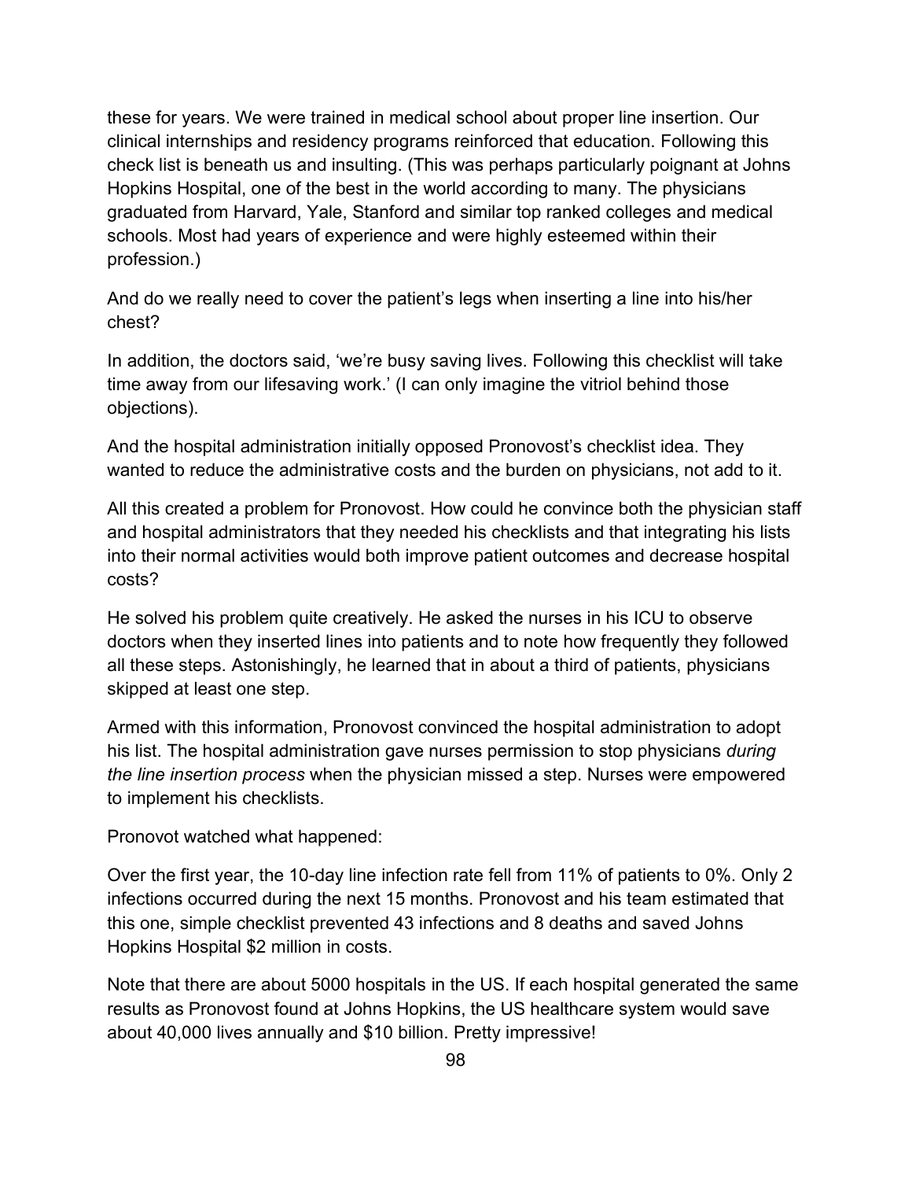these for years. We were trained in medical school about proper line insertion. Our clinical internships and residency programs reinforced that education. Following this check list is beneath us and insulting. (This was perhaps particularly poignant at Johns Hopkins Hospital, one of the best in the world according to many. The physicians graduated from Harvard, Yale, Stanford and similar top ranked colleges and medical schools. Most had years of experience and were highly esteemed within their profession.)

And do we really need to cover the patient's legs when inserting a line into his/her chest?

In addition, the doctors said, 'we're busy saving lives. Following this checklist will take time away from our lifesaving work.' (I can only imagine the vitriol behind those objections).

And the hospital administration initially opposed Pronovost's checklist idea. They wanted to reduce the administrative costs and the burden on physicians, not add to it.

All this created a problem for Pronovost. How could he convince both the physician staff and hospital administrators that they needed his checklists and that integrating his lists into their normal activities would both improve patient outcomes and decrease hospital costs?

He solved his problem quite creatively. He asked the nurses in his ICU to observe doctors when they inserted lines into patients and to note how frequently they followed all these steps. Astonishingly, he learned that in about a third of patients, physicians skipped at least one step.

Armed with this information, Pronovost convinced the hospital administration to adopt his list. The hospital administration gave nurses permission to stop physicians *during the line insertion process* when the physician missed a step. Nurses were empowered to implement his checklists.

Pronovot watched what happened:

Over the first year, the 10-day line infection rate fell from 11% of patients to 0%. Only 2 infections occurred during the next 15 months. Pronovost and his team estimated that this one, simple checklist prevented 43 infections and 8 deaths and saved Johns Hopkins Hospital $2 million in costs.

Note that there are about 5000 hospitals in the US. If each hospital generated the same results as Pronovost found at Johns Hopkins, the US healthcare system would save about 40,000 lives annually and $10 billion. Pretty impressive!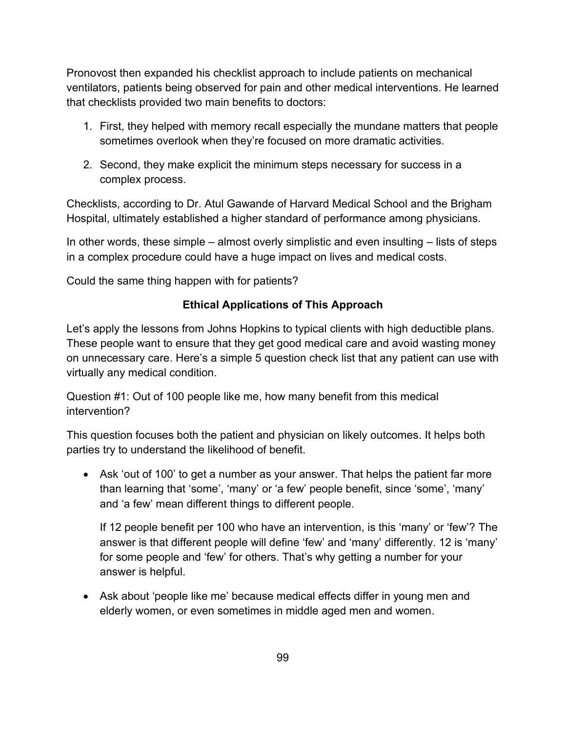Pronovost then expanded his checklist approach to include patients on mechanical ventilators, patients being observed for pain and other medical interventions. He learned that checklists provided two main benefits to doctors:

1. First, they helped with memory recall especially the mundane matters that people sometimes overlook when they're focused on more dramatic activities.

2. Second, they make explicit the minimum steps necessary for success in a complex process.

Checklists, according to Dr. Atul Gawande of Harvard Medical School and the Brigham Hospital, ultimately established a higher standard of performance among physicians.

In other words, these simple – almost overly simplistic and even insulting – lists of steps in a complex procedure could have a huge impact on lives and medical costs.

Could the same thing happen with for patients?

### Ethical Applications of This Approach

Let's apply the lessons from Johns Hopkins to typical clients with high deductible plans. These people want to ensure that they get good medical care and avoid wasting money on unnecessary care. Here's a simple 5 question check list that any patient can use with virtually any medical condition.

Question #1: Out of 100 people like me, how many benefit from this medical intervention?

This question focuses both the patient and physician on likely outcomes. It helps both parties try to understand the likelihood of benefit.

- Ask 'out of 100' to get a number as your answer. That helps the patient far more than learning that 'some', 'many' or 'a few' people benefit, since 'some', 'many' and 'a few' mean different things to different people.

  If 12 people benefit per 100 who have an intervention, is this 'many' or 'few'? The answer is that different people will define 'few' and 'many' differently. 12 is 'many' for some people and 'few' for others. That's why getting a number for your answer is helpful.

- Ask about 'people like me' because medical effects differ in young men and elderly women, or even sometimes in middle aged men and women.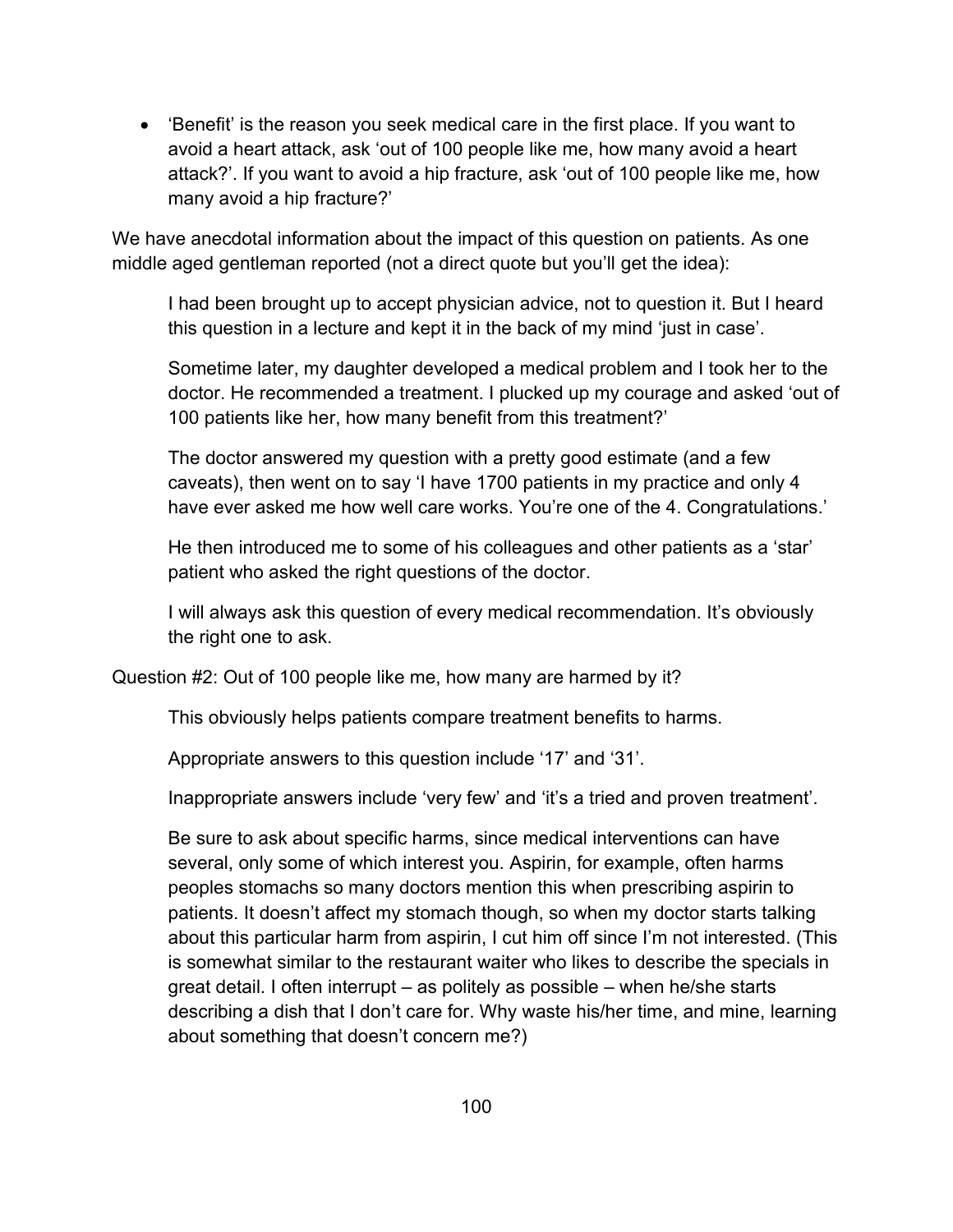- 'Benefit' is the reason you seek medical care in the first place. If you want to avoid a heart attack, ask 'out of 100 people like me, how many avoid a heart attack?'. If you want to avoid a hip fracture, ask 'out of 100 people like me, how many avoid a hip fracture?'

We have anecdotal information about the impact of this question on patients. As one middle aged gentleman reported (not a direct quote but you'll get the idea):

> I had been brought up to accept physician advice, not to question it. But I heard this question in a lecture and kept it in the back of my mind 'just in case'.
>
> Sometime later, my daughter developed a medical problem and I took her to the doctor. He recommended a treatment. I plucked up my courage and asked 'out of 100 patients like her, how many benefit from this treatment?'
>
> The doctor answered my question with a pretty good estimate (and a few caveats), then went on to say 'I have 1700 patients in my practice and only 4 have ever asked me how well care works. You're one of the 4. Congratulations.'
>
> He then introduced me to some of his colleagues and other patients as a 'star' patient who asked the right questions of the doctor.
>
> I will always ask this question of every medical recommendation. It's obviously the right one to ask.

Question #2: Out of 100 people like me, how many are harmed by it?

> This obviously helps patients compare treatment benefits to harms.
>
> Appropriate answers to this question include '17' and '31'.
>
> Inappropriate answers include 'very few' and 'it's a tried and proven treatment'.
>
> Be sure to ask about specific harms, since medical interventions can have several, only some of which interest you. Aspirin, for example, often harms peoples stomachs so many doctors mention this when prescribing aspirin to patients. It doesn't affect my stomach though, so when my doctor starts talking about this particular harm from aspirin, I cut him off since I'm not interested. (This is somewhat similar to the restaurant waiter who likes to describe the specials in great detail. I often interrupt – as politely as possible – when he/she starts describing a dish that I don't care for. Why waste his/her time, and mine, learning about something that doesn't concern me?)